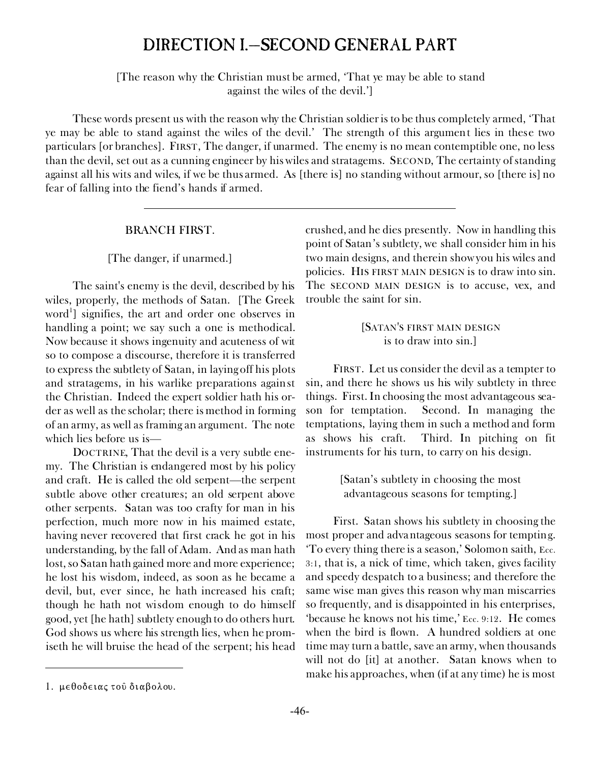# DIRECTION I.—SECOND GENERAL PART

[The reason why the Christian must be armed, 'That ye may be able to stand against the wiles of the devil.']

These words present us with the reason why the Christian soldier is to be thus completely armed, 'That ye may be able to stand against the wiles of the devil.' The strength of this argument lies in these two particulars [or branches]. FIRST, The danger, if unarmed. The enemy is no mean contemptible one, no less than the devil, set out as a cunning engineer by his wiles and stratagems. SECOND, The certainty of standing against all his wits and wiles, if we be thus armed. As [there is] no standing without armour, so [there is] no fear of falling into the fiend's hands if armed.

---

## BRANCH FIRST.

[The danger, if unarmed.]

The saint's enemy is the devil, described by his wiles, properly, the methods of Satan. [The Greek word[1]] signifies, the art and order one observes in handling a point; we say such a one is methodical. Now because it shows ingenuity and acuteness of wit so to compose a discourse, therefore it is transferred to express the subtlety of Satan, in laying off his plots and stratagems, in his warlike preparations against the Christian. Indeed the expert soldier hath his order as well as the scholar; there is method in forming of an army, as well as framing an argument. The note which lies before us is—

DOCTRINE, That the devil is a very subtle enemy. The Christian is endangered most by his policy and craft. He is called the old serpent—the serpent subtle above other creatures; an old serpent above other serpents. Satan was too crafty for man in his perfection, much more now in his maimed estate, having never recovered that first crack he got in his understanding, by the fall of Adam. And as man hath lost, so Satan hath gained more and more experience; he lost his wisdom, indeed, as soon as he became a devil, but, ever since, he hath increased his craft; though he hath not wisdom enough to do himself good, yet [he hath] subtlety enough to do others hurt. God shows us where his strength lies, when he promiseth he will bruise the head of the serpent; his head crushed, and he dies presently. Now in handling this point of Satan's subtlety, we shall consider him in his two main designs, and therein show you his wiles and policies. HIS FIRST MAIN DESIGN is to draw into sin. The SECOND MAIN DESIGN is to accuse, vex, and trouble the saint for sin.

### [SATAN'S FIRST MAIN DESIGN is to draw into sin.]

FIRST. Let us consider the devil as a tempter to sin, and there he shows us his wily subtlety in three things. First. In choosing the most advantageous season for temptation. Second. In managing the temptations, laying them in such a method and form as shows his craft. Third. In pitching on fit instruments for his turn, to carry on his design.

### [Satan's subtlety in choosing the most advantageous seasons for tempting.]

First. Satan shows his subtlety in choosing the most proper and advantageous seasons for tempting. 'To every thing there is a season,' Solomon saith, Ecc. 3:1, that is, a nick of time, which taken, gives facility and speedy despatch to a business; and therefore the same wise man gives this reason why man miscarries so frequently, and is disappointed in his enterprises, 'because he knows not his time,' Ecc. 9:12. He comes when the bird is flown. A hundred soldiers at one time may turn a battle, save an army, when thousands will not do [it] at another. Satan knows when to make his approaches, when (if at any time) he is most

---

1. μεθοδειας τοῦ διαβολου.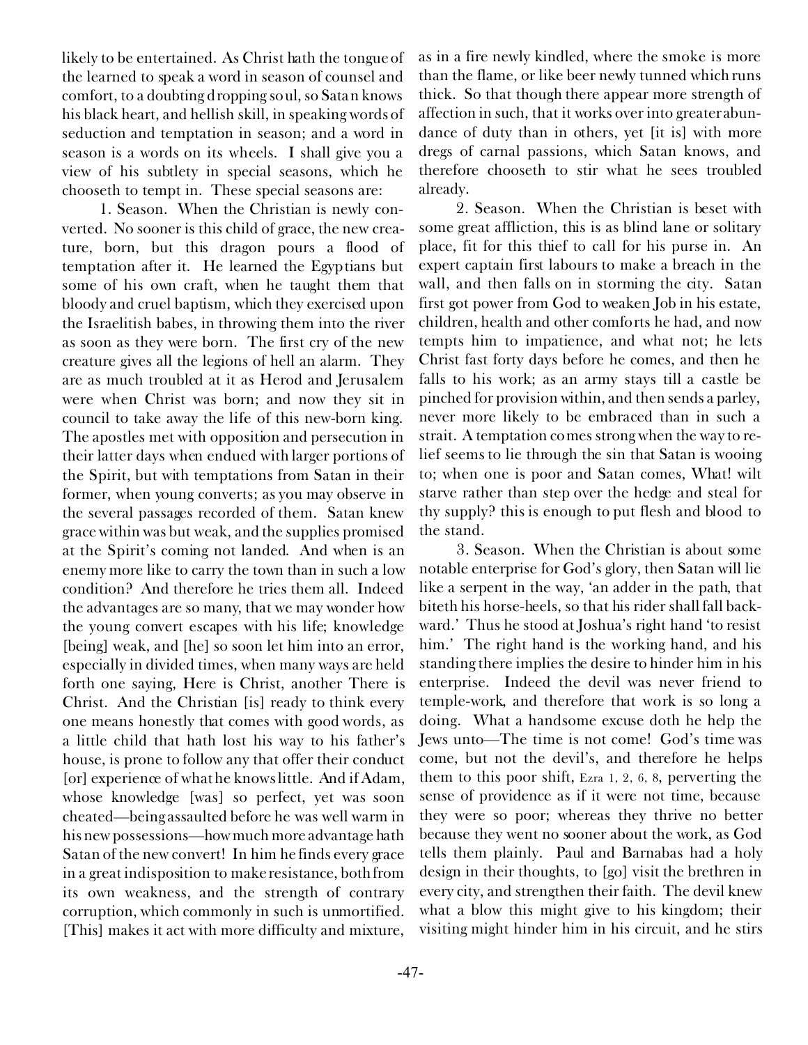likely to be entertained. As Christ hath the tongue of the learned to speak a word in season of counsel and comfort, to a doubting dropping soul, so Satan knows his black heart, and hellish skill, in speaking words of seduction and temptation in season; and a word in season is a words on its wheels. I shall give you a view of his subtlety in special seasons, which he chooseth to tempt in. These special seasons are:

1. Season. When the Christian is newly converted. No sooner is this child of grace, the new creature, born, but this dragon pours a flood of temptation after it. He learned the Egyptians but some of his own craft, when he taught them that bloody and cruel baptism, which they exercised upon the Israelitish babes, in throwing them into the river as soon as they were born. The first cry of the new creature gives all the legions of hell an alarm. They are as much troubled at it as Herod and Jerusalem were when Christ was born; and now they sit in council to take away the life of this new-born king. The apostles met with opposition and persecution in their latter days when endued with larger portions of the Spirit, but with temptations from Satan in their former, when young converts; as you may observe in the several passages recorded of them. Satan knew grace within was but weak, and the supplies promised at the Spirit's coming not landed. And when is an enemy more like to carry the town than in such a low condition? And therefore he tries them all. Indeed the advantages are so many, that we may wonder how the young convert escapes with his life; knowledge [being] weak, and [he] so soon let him into an error, especially in divided times, when many ways are held forth one saying, Here is Christ, another There is Christ. And the Christian [is] ready to think every one means honestly that comes with good words, as a little child that hath lost his way to his father's house, is prone to follow any that offer their conduct [or] experience of what he knows little. And if Adam, whose knowledge [was] so perfect, yet was soon cheated—being assaulted before he was well warm in his new possessions—how much more advantage hath Satan of the new convert! In him he finds every grace in a great indisposition to make resistance, both from its own weakness, and the strength of contrary corruption, which commonly in such is unmortified. [This] makes it act with more difficulty and mixture, as in a fire newly kindled, where the smoke is more than the flame, or like beer newly tunned which runs thick. So that though there appear more strength of affection in such, that it works over into greater abundance of duty than in others, yet [it is] with more dregs of carnal passions, which Satan knows, and therefore chooseth to stir what he sees troubled already.

2. Season. When the Christian is beset with some great affliction, this is as blind lane or solitary place, fit for this thief to call for his purse in. An expert captain first labours to make a breach in the wall, and then falls on in storming the city. Satan first got power from God to weaken Job in his estate, children, health and other comforts he had, and now tempts him to impatience, and what not; he lets Christ fast forty days before he comes, and then he falls to his work; as an army stays till a castle be pinched for provision within, and then sends a parley, never more likely to be embraced than in such a strait. A temptation comes strong when the way to relief seems to lie through the sin that Satan is wooing to; when one is poor and Satan comes, What! wilt starve rather than step over the hedge and steal for thy supply? this is enough to put flesh and blood to the stand.

3. Season. When the Christian is about some notable enterprise for God's glory, then Satan will lie like a serpent in the way, 'an adder in the path, that biteth his horse-heels, so that his rider shall fall backward.' Thus he stood at Joshua's right hand 'to resist him.' The right hand is the working hand, and his standing there implies the desire to hinder him in his enterprise. Indeed the devil was never friend to temple-work, and therefore that work is so long a doing. What a handsome excuse doth he help the Jews unto—The time is not come! God's time was come, but not the devil's, and therefore he helps them to this poor shift, Ezra 1, 2, 6, 8, perverting the sense of providence as if it were not time, because they were so poor; whereas they thrive no better because they went no sooner about the work, as God tells them plainly. Paul and Barnabas had a holy design in their thoughts, to [go] visit the brethren in every city, and strengthen their faith. The devil knew what a blow this might give to his kingdom; their visiting might hinder him in his circuit, and he stirs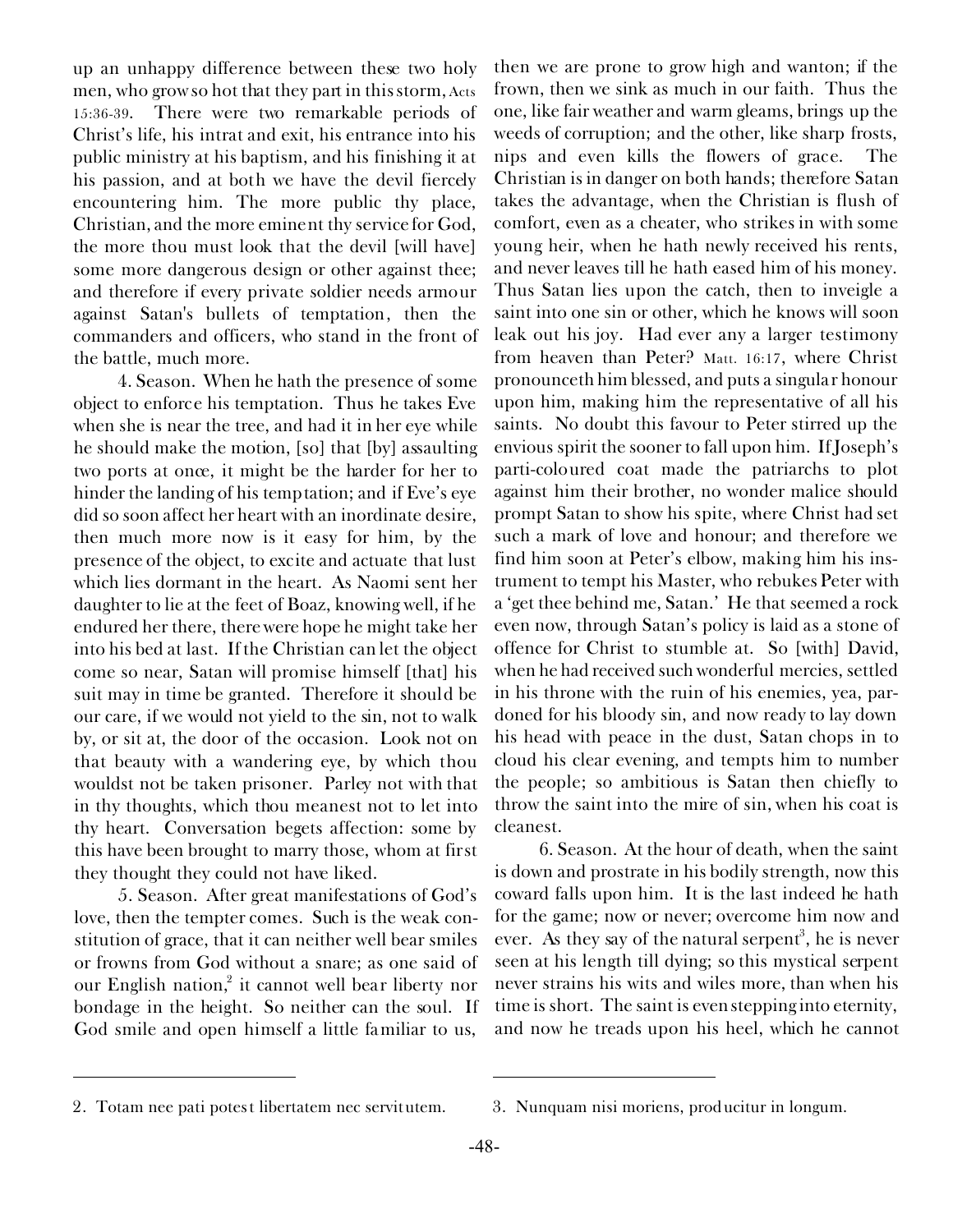up an unhappy difference between these two holy men, who grow so hot that they part in this storm, Acts 15:36-39. There were two remarkable periods of Christ's life, his intrat and exit, his entrance into his public ministry at his baptism, and his finishing it at his passion, and at both we have the devil fiercely encountering him. The more public thy place, Christian, and the more eminent thy service for God, the more thou must look that the devil [will have] some more dangerous design or other against thee; and therefore if every private soldier needs armour against Satan's bullets of temptation, then the commanders and officers, who stand in the front of the battle, much more.

4. Season. When he hath the presence of some object to enforce his temptation. Thus he takes Eve when she is near the tree, and had it in her eye while he should make the motion, [so] that [by] assaulting two ports at once, it might be the harder for her to hinder the landing of his temptation; and if Eve's eye did so soon affect her heart with an inordinate desire, then much more now is it easy for him, by the presence of the object, to excite and actuate that lust which lies dormant in the heart. As Naomi sent her daughter to lie at the feet of Boaz, knowing well, if he endured her there, there were hope he might take her into his bed at last. If the Christian can let the object come so near, Satan will promise himself [that] his suit may in time be granted. Therefore it should be our care, if we would not yield to the sin, not to walk by, or sit at, the door of the occasion. Look not on that beauty with a wandering eye, by which thou wouldst not be taken prisoner. Parley not with that in thy thoughts, which thou meanest not to let into thy heart. Conversation begets affection: some by this have been brought to marry those, whom at first they thought they could not have liked.

5. Season. After great manifestations of God's love, then the tempter comes. Such is the weak constitution of grace, that it can neither well bear smiles or frowns from God without a snare; as one said of our English nation,[2] it cannot well bear liberty nor bondage in the height. So neither can the soul. If God smile and open himself a little familiar to us, then we are prone to grow high and wanton; if the frown, then we sink as much in our faith. Thus the one, like fair weather and warm gleams, brings up the weeds of corruption; and the other, like sharp frosts, nips and even kills the flowers of grace. The Christian is in danger on both hands; therefore Satan takes the advantage, when the Christian is flush of comfort, even as a cheater, who strikes in with some young heir, when he hath newly received his rents, and never leaves till he hath eased him of his money. Thus Satan lies upon the catch, then to inveigle a saint into one sin or other, which he knows will soon leak out his joy. Had ever any a larger testimony from heaven than Peter? Matt. 16:17, where Christ pronounceth him blessed, and puts a singular honour upon him, making him the representative of all his saints. No doubt this favour to Peter stirred up the envious spirit the sooner to fall upon him. If Joseph's parti-coloured coat made the patriarchs to plot against him their brother, no wonder malice should prompt Satan to show his spite, where Christ had set such a mark of love and honour; and therefore we find him soon at Peter's elbow, making him his instrument to tempt his Master, who rebukes Peter with a 'get thee behind me, Satan.' He that seemed a rock even now, through Satan's policy is laid as a stone of offence for Christ to stumble at. So [with] David, when he had received such wonderful mercies, settled in his throne with the ruin of his enemies, yea, pardoned for his bloody sin, and now ready to lay down his head with peace in the dust, Satan chops in to cloud his clear evening, and tempts him to number the people; so ambitious is Satan then chiefly to throw the saint into the mire of sin, when his coat is cleanest.

6. Season. At the hour of death, when the saint is down and prostrate in his bodily strength, now this coward falls upon him. It is the last indeed he hath for the game; now or never; overcome him now and ever. As they say of the natural serpent[3], he is never seen at his length till dying; so this mystical serpent never strains his wits and wiles more, than when his time is short. The saint is even stepping into eternity, and now he treads upon his heel, which he cannot

---

2. Totam nec pati potest libertatem nec servitutem.

3. Nunquam nisi moriens, producitur in longum.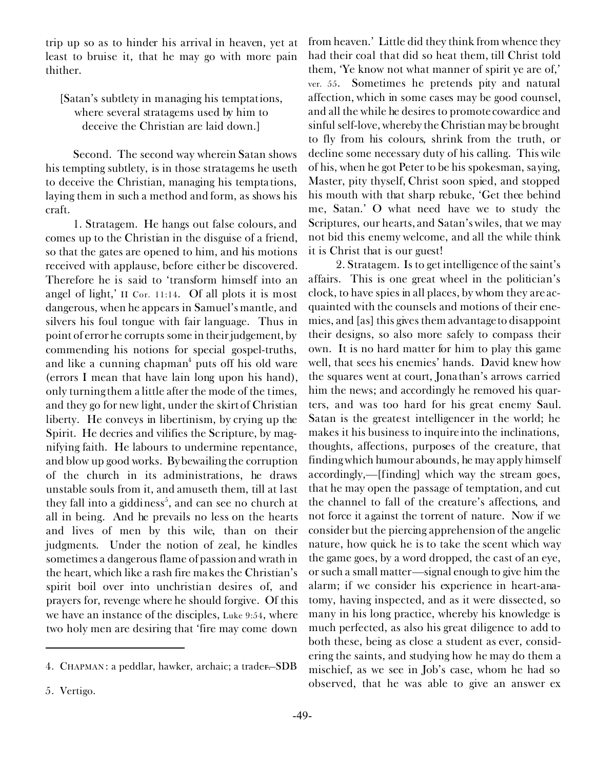trip up so as to hinder his arrival in heaven, yet at least to bruise it, that he may go with more pain thither.

[Satan's subtlety in managing his temptations, where several stratagems used by him to deceive the Christian are laid down.]

Second. The second way wherein Satan shows his tempting subtlety, is in those stratagems he useth to deceive the Christian, managing his temptations, laying them in such a method and form, as shows his craft.

1. Stratagem. He hangs out false colours, and comes up to the Christian in the disguise of a friend, so that the gates are opened to him, and his motions received with applause, before either be discovered. Therefore he is said to 'transform himself into an angel of light,' II Cor. 11:14. Of all plots it is most dangerous, when he appears in Samuel's mantle, and silvers his foul tongue with fair language. Thus in point of error he corrupts some in their judgement, by commending his notions for special gospel-truths, and like a cunning chapman[4] puts off his old ware (errors I mean that have lain long upon his hand), only turning them a little after the mode of the times, and they go for new light, under the skirt of Christian liberty. He conveys in libertinism, by crying up the Spirit. He decries and vilifies the Scripture, by magnifying faith. He labours to undermine repentance, and blow up good works. By bewailing the corruption of the church in its administrations, he draws unstable souls from it, and amuseth them, till at last they fall into a giddiness[5], and can see no church at all in being. And he prevails no less on the hearts and lives of men by this wile, than on their judgments. Under the notion of zeal, he kindles sometimes a dangerous flame of passion and wrath in the heart, which like a rash fire makes the Christian's spirit boil over into unchristian desires of, and prayers for, revenge where he should forgive. Of this we have an instance of the disciples, Luke 9:54, where two holy men are desiring that 'fire may come down from heaven.' Little did they think from whence they had their coal that did so heat them, till Christ told them, 'Ye know not what manner of spirit ye are of,' ver. 55. Sometimes he pretends pity and natural affection, which in some cases may be good counsel, and all the while he desires to promote cowardice and sinful self-love, whereby the Christian may be brought to fly from his colours, shrink from the truth, or decline some necessary duty of his calling. This wile of his, when he got Peter to be his spokesman, saying, Master, pity thyself, Christ soon spied, and stopped his mouth with that sharp rebuke, 'Get thee behind me, Satan.' O what need have we to study the Scriptures, our hearts, and Satan's wiles, that we may not bid this enemy welcome, and all the while think it is Christ that is our guest!

2. Stratagem. Is to get intelligence of the saint's affairs. This is one great wheel in the politician's clock, to have spies in all places, by whom they are acquainted with the counsels and motions of their enemies, and [as] this gives them advantage to disappoint their designs, so also more safely to compass their own. It is no hard matter for him to play this game well, that sees his enemies' hands. David knew how the squares went at court, Jonathan's arrows carried him the news; and accordingly he removed his quarters, and was too hard for his great enemy Saul. Satan is the greatest intelligencer in the world; he makes it his business to inquire into the inclinations, thoughts, affections, purposes of the creature, that finding which humour abounds, he may apply himself accordingly,—[finding] which way the stream goes, that he may open the passage of temptation, and cut the channel to fall of the creature's affections, and not force it against the torrent of nature. Now if we consider but the piercing apprehension of the angelic nature, how quick he is to take the scent which way the game goes, by a word dropped, the cast of an eye, or such a small matter—signal enough to give him the alarm; if we consider his experience in heart-anatomy, having inspected, and as it were dissected, so many in his long practice, whereby his knowledge is much perfected, as also his great diligence to add to both these, being as close a student as ever, considering the saints, and studying how he may do them a mischief, as we see in Job's case, whom he had so observed, that he was able to give an answer ex

---

4. CHAPMAN: a peddlar, hawker, archaic; a trader.—SDB

5. Vertigo.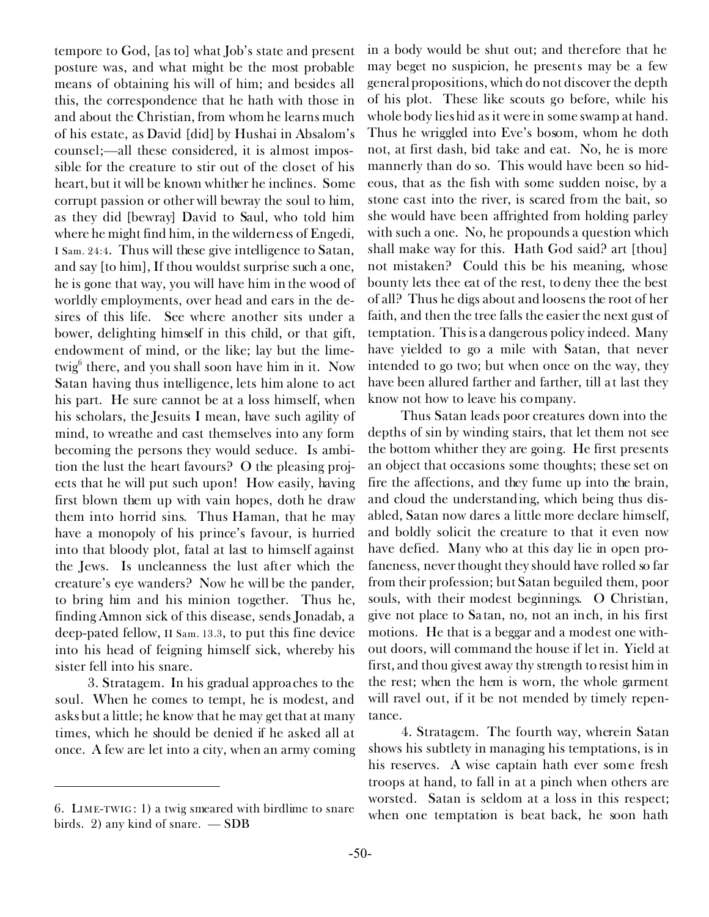tempore to God, [as to] what Job's state and present posture was, and what might be the most probable means of obtaining his will of him; and besides all this, the correspondence that he hath with those in and about the Christian, from whom he learns much of his estate, as David [did] by Hushai in Absalom's counsel;—all these considered, it is almost impossible for the creature to stir out of the closet of his heart, but it will be known whither he inclines. Some corrupt passion or other will bewray the soul to him, as they did [bewray] David to Saul, who told him where he might find him, in the wilderness of Engedi, I Sam. 24:4. Thus will these give intelligence to Satan, and say [to him], If thou wouldst surprise such a one, he is gone that way, you will have him in the wood of worldly employments, over head and ears in the desires of this life. See where another sits under a bower, delighting himself in this child, or that gift, endowment of mind, or the like; lay but the lime-twig[6] there, and you shall soon have him in it. Now Satan having thus intelligence, lets him alone to act his part. He sure cannot be at a loss himself, when his scholars, the Jesuits I mean, have such agility of mind, to wreathe and cast themselves into any form becoming the persons they would seduce. Is ambition the lust the heart favours? O the pleasing projects that he will put such upon! How easily, having first blown them up with vain hopes, doth he draw them into horrid sins. Thus Haman, that he may have a monopoly of his prince's favour, is hurried into that bloody plot, fatal at last to himself against the Jews. Is uncleanness the lust after which the creature's eye wanders? Now he will be the pander, to bring him and his minion together. Thus he, finding Amnon sick of this disease, sends Jonadab, a deep-pated fellow, II Sam. 13.3, to put this fine device into his head of feigning himself sick, whereby his sister fell into his snare.

3. Stratagem. In his gradual approaches to the soul. When he comes to tempt, he is modest, and asks but a little; he know that he may get that at many times, which he should be denied if he asked all at once. A few are let into a city, when an army coming in a body would be shut out; and therefore that he may beget no suspicion, he presents may be a few general propositions, which do not discover the depth of his plot. These like scouts go before, while his whole body lies hid as it were in some swamp at hand. Thus he wriggled into Eve's bosom, whom he doth not, at first dash, bid take and eat. No, he is more mannerly than do so. This would have been so hideous, that as the fish with some sudden noise, by a stone cast into the river, is scared from the bait, so she would have been affrighted from holding parley with such a one. No, he propounds a question which shall make way for this. Hath God said? art [thou] not mistaken? Could this be his meaning, whose bounty lets thee eat of the rest, to deny thee the best of all? Thus he digs about and loosens the root of her faith, and then the tree falls the easier the next gust of temptation. This is a dangerous policy indeed. Many have yielded to go a mile with Satan, that never intended to go two; but when once on the way, they have been allured farther and farther, till at last they know not how to leave his company.

Thus Satan leads poor creatures down into the depths of sin by winding stairs, that let them not see the bottom whither they are going. He first presents an object that occasions some thoughts; these set on fire the affections, and they fume up into the brain, and cloud the understanding, which being thus disabled, Satan now dares a little more declare himself, and boldly solicit the creature to that it even now have defied. Many who at this day lie in open profaneness, never thought they should have rolled so far from their profession; but Satan beguiled them, poor souls, with their modest beginnings. O Christian, give not place to Satan, no, not an inch, in his first motions. He that is a beggar and a modest one without doors, will command the house if let in. Yield at first, and thou givest away thy strength to resist him in the rest; when the hem is worn, the whole garment will ravel out, if it be not mended by timely repentance.

4. Stratagem. The fourth way, wherein Satan shows his subtlety in managing his temptations, is in his reserves. A wise captain hath ever some fresh troops at hand, to fall in at a pinch when others are worsted. Satan is seldom at a loss in this respect; when one temptation is beat back, he soon hath

---

6. LIME-TWIG: 1) a twig smeared with birdlime to snare birds. 2) any kind of snare. — SDB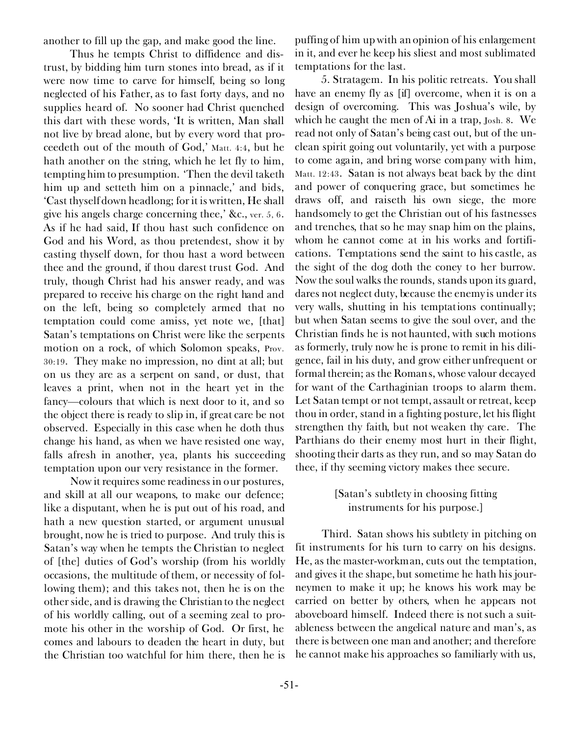another to fill up the gap, and make good the line.

Thus he tempts Christ to diffidence and distrust, by bidding him turn stones into bread, as if it were now time to carve for himself, being so long neglected of his Father, as to fast forty days, and no supplies heard of. No sooner had Christ quenched this dart with these words, 'It is written, Man shall not live by bread alone, but by every word that proceedeth out of the mouth of God,' Matt. 4:4, but he hath another on the string, which he let fly to him, tempting him to presumption. 'Then the devil taketh him up and setteth him on a pinnacle,' and bids, 'Cast thyself down headlong; for it is written, He shall give his angels charge concerning thee,' &c., ver. 5, 6. As if he had said, If thou hast such confidence on God and his Word, as thou pretendest, show it by casting thyself down, for thou hast a word between thee and the ground, if thou darest trust God. And truly, though Christ had his answer ready, and was prepared to receive his charge on the right hand and on the left, being so completely armed that no temptation could come amiss, yet note we, [that] Satan's temptations on Christ were like the serpents motion on a rock, of which Solomon speaks, Prov. 30:19. They make no impression, no dint at all; but on us they are as a serpent on sand, or dust, that leaves a print, when not in the heart yet in the fancy—colours that which is next door to it, and so the object there is ready to slip in, if great care be not observed. Especially in this case when he doth thus change his hand, as when we have resisted one way, falls afresh in another, yea, plants his succeeding temptation upon our very resistance in the former.

Now it requires some readiness in our postures, and skill at all our weapons, to make our defence; like a disputant, when he is put out of his road, and hath a new question started, or argument unusual brought, now he is tried to purpose. And truly this is Satan's way when he tempts the Christian to neglect of [the] duties of God's worship (from his worldly occasions, the multitude of them, or necessity of following them); and this takes not, then he is on the other side, and is drawing the Christian to the neglect of his worldly calling, out of a seeming zeal to promote his other in the worship of God. Or first, he comes and labours to deaden the heart in duty, but the Christian too watchful for him there, then he is puffing of him up with an opinion of his enlargement in it, and ever he keep his sliest and most sublimated temptations for the last.

5. Stratagem. In his politic retreats. You shall have an enemy fly as [if] overcome, when it is on a design of overcoming. This was Joshua's wile, by which he caught the men of Ai in a trap, Josh. 8. We read not only of Satan's being cast out, but of the unclean spirit going out voluntarily, yet with a purpose to come again, and bring worse company with him, Matt. 12:43. Satan is not always beat back by the dint and power of conquering grace, but sometimes he draws off, and raiseth his own siege, the more handsomely to get the Christian out of his fastnesses and trenches, that so he may snap him on the plains, whom he cannot come at in his works and fortifications. Temptations send the saint to his castle, as the sight of the dog doth the coney to her burrow. Now the soul walks the rounds, stands upon its guard, dares not neglect duty, because the enemy is under its very walls, shutting in his temptations continually; but when Satan seems to give the soul over, and the Christian finds he is not haunted, with such motions as formerly, truly now he is prone to remit in his diligence, fail in his duty, and grow either unfrequent or formal therein; as the Romans, whose valour decayed for want of the Carthaginian troops to alarm them. Let Satan tempt or not tempt, assault or retreat, keep thou in order, stand in a fighting posture, let his flight strengthen thy faith, but not weaken thy care. The Parthians do their enemy most hurt in their flight, shooting their darts as they run, and so may Satan do thee, if thy seeming victory makes thee secure.

[Satan's subtlety in choosing fitting instruments for his purpose.]

Third. Satan shows his subtlety in pitching on fit instruments for his turn to carry on his designs. He, as the master-workman, cuts out the temptation, and gives it the shape, but sometime he hath his journeymen to make it up; he knows his work may be carried on better by others, when he appears not aboveboard himself. Indeed there is not such a suitableness between the angelical nature and man's, as there is between one man and another; and therefore he cannot make his approaches so familiarly with us,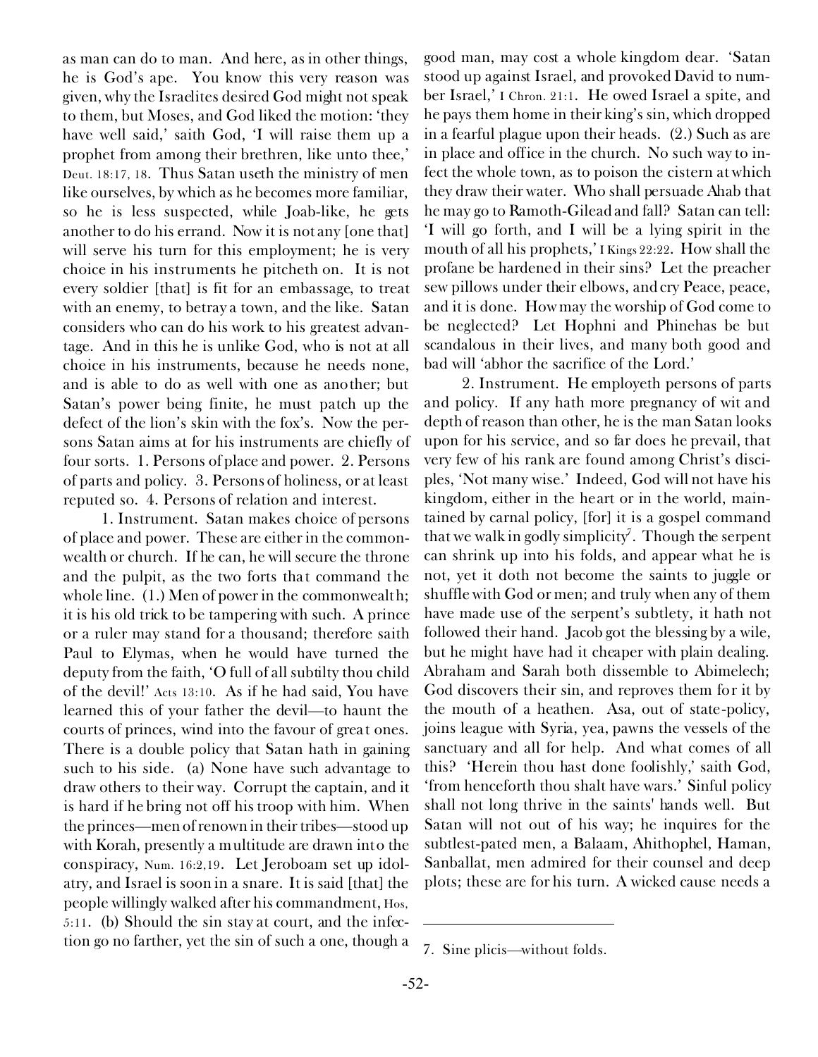as man can do to man. And here, as in other things, he is God's ape. You know this very reason was given, why the Israelites desired God might not speak to them, but Moses, and God liked the motion: 'they have well said,' saith God, 'I will raise them up a prophet from among their brethren, like unto thee,' Deut. 18:17, 18. Thus Satan useth the ministry of men like ourselves, by which as he becomes more familiar, so he is less suspected, while Joab-like, he gets another to do his errand. Now it is not any [one that] will serve his turn for this employment; he is very choice in his instruments he pitcheth on. It is not every soldier [that] is fit for an embassage, to treat with an enemy, to betray a town, and the like. Satan considers who can do his work to his greatest advantage. And in this he is unlike God, who is not at all choice in his instruments, because he needs none, and is able to do as well with one as another; but Satan's power being finite, he must patch up the defect of the lion's skin with the fox's. Now the persons Satan aims at for his instruments are chiefly of four sorts. 1. Persons of place and power. 2. Persons of parts and policy. 3. Persons of holiness, or at least reputed so. 4. Persons of relation and interest.

1. Instrument. Satan makes choice of persons of place and power. These are either in the commonwealth or church. If he can, he will secure the throne and the pulpit, as the two forts that command the whole line. (1.) Men of power in the commonwealth; it is his old trick to be tampering with such. A prince or a ruler may stand for a thousand; therefore saith Paul to Elymas, when he would have turned the deputy from the faith, 'O full of all subtilty thou child of the devil!' Acts 13:10. As if he had said, You have learned this of your father the devil—to haunt the courts of princes, wind into the favour of great ones. There is a double policy that Satan hath in gaining such to his side. (a) None have such advantage to draw others to their way. Corrupt the captain, and it is hard if he bring not off his troop with him. When the princes—men of renown in their tribes—stood up with Korah, presently a multitude are drawn into the conspiracy, Num. 16:2,19. Let Jeroboam set up idolatry, and Israel is soon in a snare. It is said [that] the people willingly walked after his commandment, Hos. 5:11. (b) Should the sin stay at court, and the infection go no farther, yet the sin of such a one, though a good man, may cost a whole kingdom dear. 'Satan stood up against Israel, and provoked David to number Israel,' I Chron. 21:1. He owed Israel a spite, and he pays them home in their king's sin, which dropped in a fearful plague upon their heads. (2.) Such as are in place and office in the church. No such way to infect the whole town, as to poison the cistern at which they draw their water. Who shall persuade Ahab that he may go to Ramoth-Gilead and fall? Satan can tell: 'I will go forth, and I will be a lying spirit in the mouth of all his prophets,' I Kings 22:22. How shall the profane be hardened in their sins? Let the preacher sew pillows under their elbows, and cry Peace, peace, and it is done. How may the worship of God come to be neglected? Let Hophni and Phinehas be but scandalous in their lives, and many both good and bad will 'abhor the sacrifice of the Lord.'

2. Instrument. He employeth persons of parts and policy. If any hath more pregnancy of wit and depth of reason than other, he is the man Satan looks upon for his service, and so far does he prevail, that very few of his rank are found among Christ's disciples, 'Not many wise.' Indeed, God will not have his kingdom, either in the heart or in the world, maintained by carnal policy, [for] it is a gospel command that we walk in godly simplicity[7]. Though the serpent can shrink up into his folds, and appear what he is not, yet it doth not become the saints to juggle or shuffle with God or men; and truly when any of them have made use of the serpent's subtlety, it hath not followed their hand. Jacob got the blessing by a wile, but he might have had it cheaper with plain dealing. Abraham and Sarah both dissemble to Abimelech; God discovers their sin, and reproves them for it by the mouth of a heathen. Asa, out of state-policy, joins league with Syria, yea, pawns the vessels of the sanctuary and all for help. And what comes of all this? 'Herein thou hast done foolishly,' saith God, 'from henceforth thou shalt have wars.' Sinful policy shall not long thrive in the saints' hands well. But Satan will not out of his way; he inquires for the subtlest-pated men, a Balaam, Ahithophel, Haman, Sanballat, men admired for their counsel and deep plots; these are for his turn. A wicked cause needs a

---

7. Sine plicis—without folds.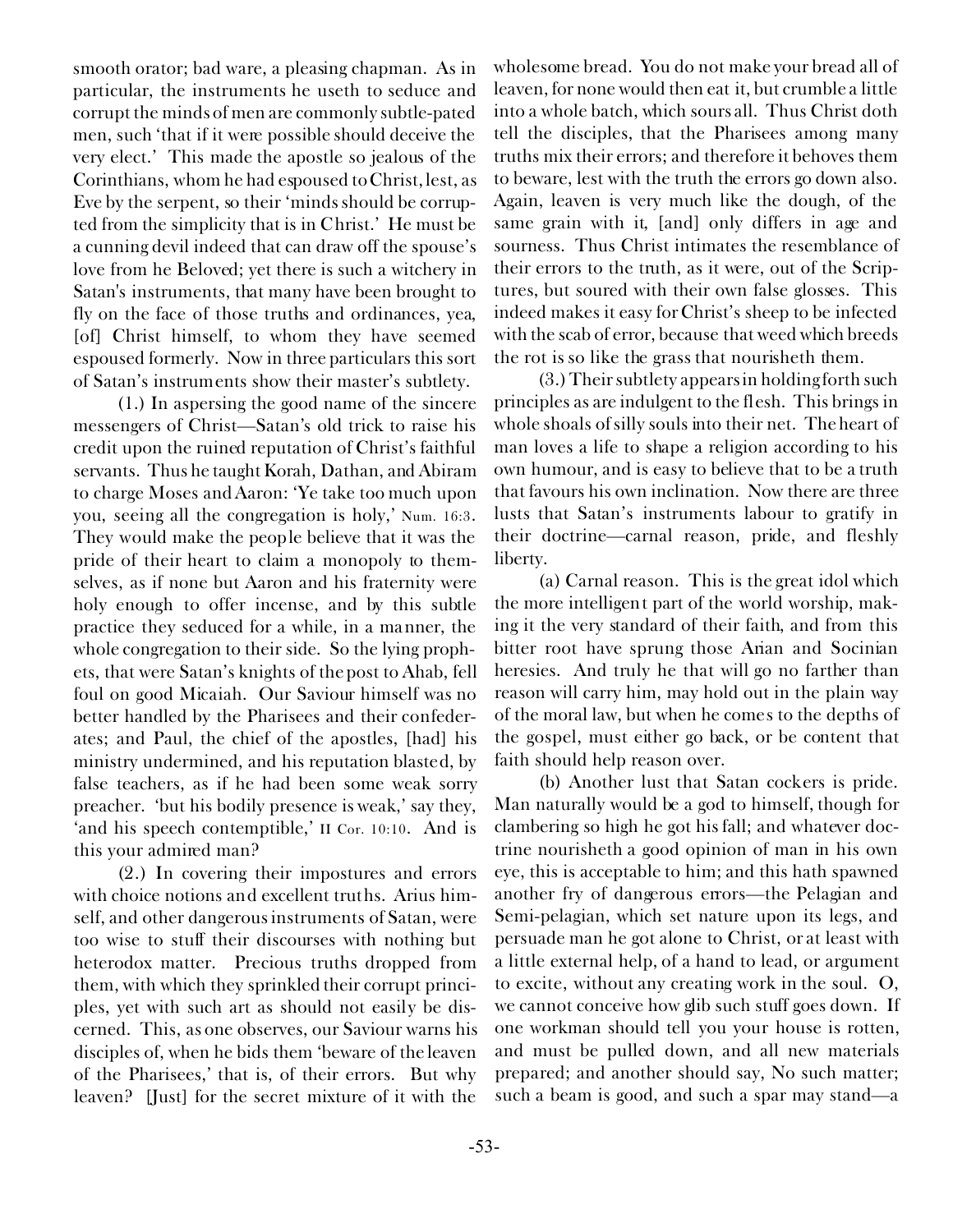smooth orator; bad ware, a pleasing chapman. As in particular, the instruments he useth to seduce and corrupt the minds of men are commonly subtle-pated men, such 'that if it were possible should deceive the very elect.' This made the apostle so jealous of the Corinthians, whom he had espoused to Christ, lest, as Eve by the serpent, so their 'minds should be corrupted from the simplicity that is in Christ.' He must be a cunning devil indeed that can draw off the spouse's love from he Beloved; yet there is such a witchery in Satan's instruments, that many have been brought to fly on the face of those truths and ordinances, yea, [of] Christ himself, to whom they have seemed espoused formerly. Now in three particulars this sort of Satan's instruments show their master's subtlety.

(1.) In aspersing the good name of the sincere messengers of Christ—Satan's old trick to raise his credit upon the ruined reputation of Christ's faithful servants. Thus he taught Korah, Dathan, and Abiram to charge Moses and Aaron: 'Ye take too much upon you, seeing all the congregation is holy,' Num. 16:3. They would make the people believe that it was the pride of their heart to claim a monopoly to themselves, as if none but Aaron and his fraternity were holy enough to offer incense, and by this subtle practice they seduced for a while, in a manner, the whole congregation to their side. So the lying prophets, that were Satan's knights of the post to Ahab, fell foul on good Micaiah. Our Saviour himself was no better handled by the Pharisees and their confederates; and Paul, the chief of the apostles, [had] his ministry undermined, and his reputation blasted, by false teachers, as if he had been some weak sorry preacher. 'but his bodily presence is weak,' say they, 'and his speech contemptible,' II Cor. 10:10. And is this your admired man?

(2.) In covering their impostures and errors with choice notions and excellent truths. Arius himself, and other dangerous instruments of Satan, were too wise to stuff their discourses with nothing but heterodox matter. Precious truths dropped from them, with which they sprinkled their corrupt principles, yet with such art as should not easily be discerned. This, as one observes, our Saviour warns his disciples of, when he bids them 'beware of the leaven of the Pharisees,' that is, of their errors. But why leaven? [Just] for the secret mixture of it with the wholesome bread. You do not make your bread all of leaven, for none would then eat it, but crumble a little into a whole batch, which sours all. Thus Christ doth tell the disciples, that the Pharisees among many truths mix their errors; and therefore it behoves them to beware, lest with the truth the errors go down also. Again, leaven is very much like the dough, of the same grain with it, [and] only differs in age and sourness. Thus Christ intimates the resemblance of their errors to the truth, as it were, out of the Scriptures, but soured with their own false glosses. This indeed makes it easy for Christ's sheep to be infected with the scab of error, because that weed which breeds the rot is so like the grass that nourisheth them.

(3.) Their subtlety appears in holding forth such principles as are indulgent to the flesh. This brings in whole shoals of silly souls into their net. The heart of man loves a life to shape a religion according to his own humour, and is easy to believe that to be a truth that favours his own inclination. Now there are three lusts that Satan's instruments labour to gratify in their doctrine—carnal reason, pride, and fleshly liberty.

(a) Carnal reason. This is the great idol which the more intelligent part of the world worship, making it the very standard of their faith, and from this bitter root have sprung those Arian and Socinian heresies. And truly he that will go no farther than reason will carry him, may hold out in the plain way of the moral law, but when he comes to the depths of the gospel, must either go back, or be content that faith should help reason over.

(b) Another lust that Satan cockers is pride. Man naturally would be a god to himself, though for clambering so high he got his fall; and whatever doctrine nourisheth a good opinion of man in his own eye, this is acceptable to him; and this hath spawned another fry of dangerous errors—the Pelagian and Semi-pelagian, which set nature upon its legs, and persuade man he got alone to Christ, or at least with a little external help, of a hand to lead, or argument to excite, without any creating work in the soul. O, we cannot conceive how glib such stuff goes down. If one workman should tell you your house is rotten, and must be pulled down, and all new materials prepared; and another should say, No such matter; such a beam is good, and such a spar may stand—a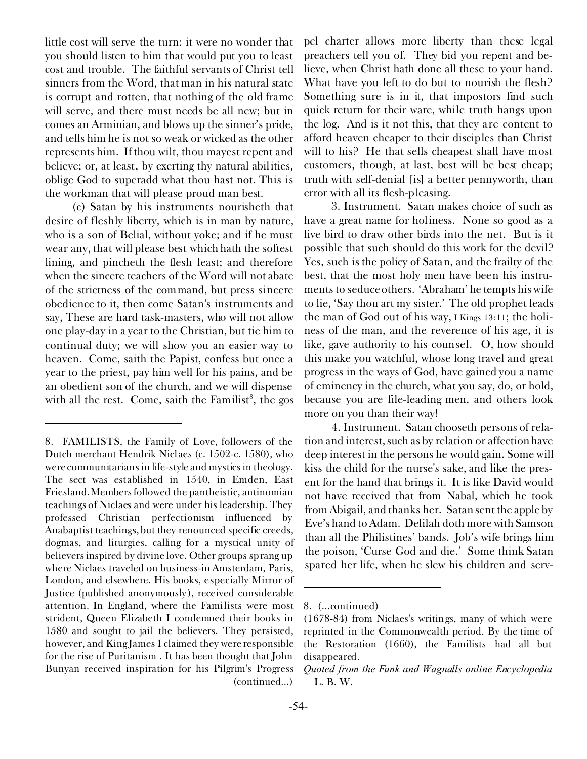little cost will serve the turn: it were no wonder that you should listen to him that would put you to least cost and trouble. The faithful servants of Christ tell sinners from the Word, that man in his natural state is corrupt and rotten, that nothing of the old frame will serve, and there must needs be all new; but in comes an Arminian, and blows up the sinner's pride, and tells him he is not so weak or wicked as the other represents him. If thou wilt, thou mayest repent and believe; or, at least, by exerting thy natural abilities, oblige God to superadd what thou hast not. This is the workman that will please proud man best.

(c) Satan by his instruments nourisheth that desire of fleshly liberty, which is in man by nature, who is a son of Belial, without yoke; and if he must wear any, that will please best which hath the softest lining, and pincheth the flesh least; and therefore when the sincere teachers of the Word will not abate of the strictness of the command, but press sincere obedience to it, then come Satan's instruments and say, These are hard task-masters, who will not allow one play-day in a year to the Christian, but tie him to continual duty; we will show you an easier way to heaven. Come, saith the Papist, confess but once a year to the priest, pay him well for his pains, and be an obedient son of the church, and we will dispense with all the rest. Come, saith the Familist[8], the gospel charter allows more liberty than these legal preachers tell you of. They bid you repent and believe, when Christ hath done all these to your hand. What have you left to do but to nourish the flesh? Something sure is in it, that impostors find such quick return for their ware, while truth hangs upon the log. And is it not this, that they are content to afford heaven cheaper to their disciples than Christ will to his? He that sells cheapest shall have most customers, though, at last, best will be best cheap; truth with self-denial [is] a better pennyworth, than error with all its flesh-pleasing.

3. Instrument. Satan makes choice of such as have a great name for holiness. None so good as a live bird to draw other birds into the net. But is it possible that such should do this work for the devil? Yes, such is the policy of Satan, and the frailty of the best, that the most holy men have been his instruments to seduce others. 'Abraham' he tempts his wife to lie, 'Say thou art my sister.' The old prophet leads the man of God out of his way, I Kings 13:11; the holiness of the man, and the reverence of his age, it is like, gave authority to his counsel. O, how should this make you watchful, whose long travel and great progress in the ways of God, have gained you a name of eminency in the church, what you say, do, or hold, because you are file-leading men, and others look more on you than their way!

4. Instrument. Satan chooseth persons of relation and interest, such as by relation or affection have deep interest in the persons he would gain. Some will kiss the child for the nurse's sake, and like the present for the hand that brings it. It is like David would not have received that from Nabal, which he took from Abigail, and thanks her. Satan sent the apple by Eve's hand to Adam. Delilah doth more with Samson than all the Philistines' bands. Job's wife brings him the poison, 'Curse God and die.' Some think Satan spared her life, when he slew his children and serv-

---

8. FAMILISTS, the Family of Love, followers of the Dutch merchant Hendrik Niclaes (c. 1502-c. 1580), who were communitarians in life-style and mystics in theology. The sect was established in 1540, in Emden, East Friesland. Members followed the pantheistic, antinomian teachings of Niclaes and were under his leadership. They professed Christian perfectionism influenced by Anabaptist teachings, but they renounced specific creeds, dogmas, and liturgies, calling for a mystical unity of believers inspired by divine love. Other groups sprang up where Niclaes traveled on business-in Amsterdam, Paris, London, and elsewhere. His books, especially Mirror of Justice (published anonymously), received considerable attention. In England, where the Familists were most strident, Queen Elizabeth I condemned their books in 1580 and sought to jail the believers. They persisted, however, and King James I claimed they were responsible for the rise of Puritanism . It has been thought that John Bunyan received inspiration for his Pilgrim's Progress (continued...)

8. (...continued)
(1678-84) from Niclaes's writings, many of which were reprinted in the Commonwealth period. By the time of the Restoration (1660), the Familists had all but disappeared.
*Quoted from the Funk and Wagnalls online Encyclopedia* —L. B. W.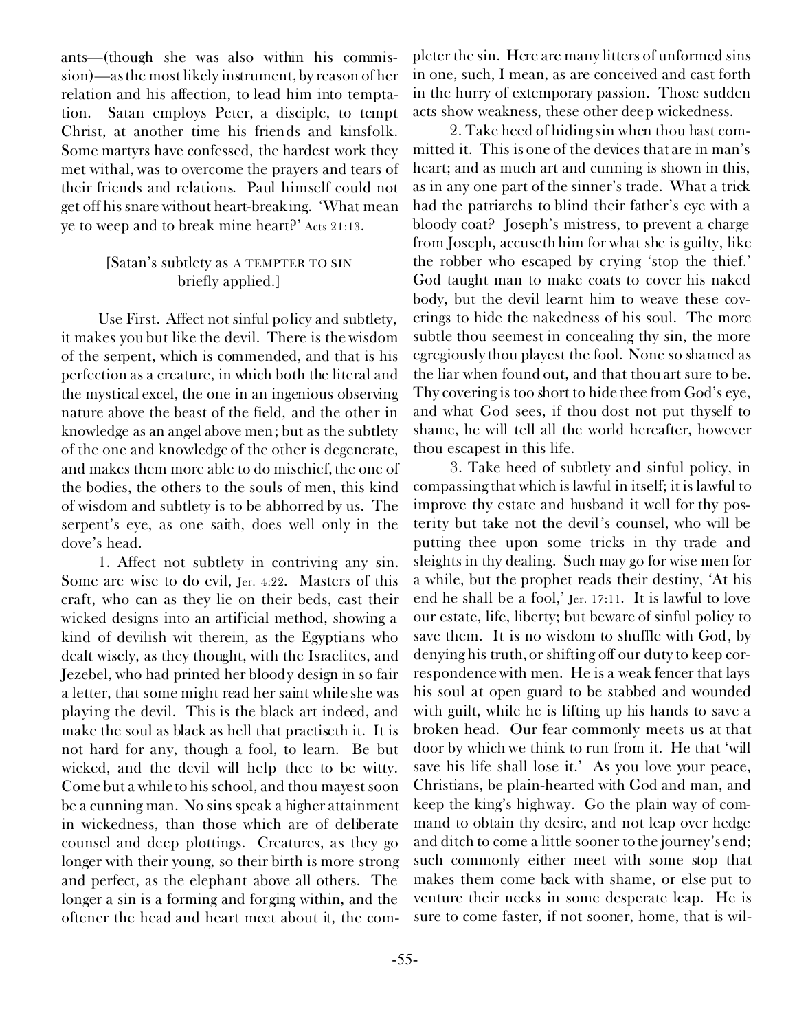ants—(though she was also within his commission)—as the most likely instrument, by reason of her relation and his affection, to lead him into temptation. Satan employs Peter, a disciple, to tempt Christ, at another time his friends and kinsfolk. Some martyrs have confessed, the hardest work they met withal, was to overcome the prayers and tears of their friends and relations. Paul himself could not get off his snare without heart-breaking. 'What mean ye to weep and to break mine heart?' Acts 21:13.

[Satan's subtlety as A TEMPTER TO SIN briefly applied.]

Use First. Affect not sinful policy and subtlety, it makes you but like the devil. There is the wisdom of the serpent, which is commended, and that is his perfection as a creature, in which both the literal and the mystical excel, the one in an ingenious observing nature above the beast of the field, and the other in knowledge as an angel above men; but as the subtlety of the one and knowledge of the other is degenerate, and makes them more able to do mischief, the one of the bodies, the others to the souls of men, this kind of wisdom and subtlety is to be abhorred by us. The serpent's eye, as one saith, does well only in the dove's head.

1. Affect not subtlety in contriving any sin. Some are wise to do evil, Jer. 4:22. Masters of this craft, who can as they lie on their beds, cast their wicked designs into an artificial method, showing a kind of devilish wit therein, as the Egyptians who dealt wisely, as they thought, with the Israelites, and Jezebel, who had printed her bloody design in so fair a letter, that some might read her saint while she was playing the devil. This is the black art indeed, and make the soul as black as hell that practiseth it. It is not hard for any, though a fool, to learn. Be but wicked, and the devil will help thee to be witty. Come but a while to his school, and thou mayest soon be a cunning man. No sins speak a higher attainment in wickedness, than those which are of deliberate counsel and deep plottings. Creatures, as they go longer with their young, so their birth is more strong and perfect, as the elephant above all others. The longer a sin is a forming and forging within, and the oftener the head and heart meet about it, the completer the sin. Here are many litters of unformed sins in one, such, I mean, as are conceived and cast forth in the hurry of extemporary passion. Those sudden acts show weakness, these other deep wickedness.

2. Take heed of hiding sin when thou hast committed it. This is one of the devices that are in man's heart; and as much art and cunning is shown in this, as in any one part of the sinner's trade. What a trick had the patriarchs to blind their father's eye with a bloody coat? Joseph's mistress, to prevent a charge from Joseph, accuseth him for what she is guilty, like the robber who escaped by crying 'stop the thief.' God taught man to make coats to cover his naked body, but the devil learnt him to weave these coverings to hide the nakedness of his soul. The more subtle thou seemest in concealing thy sin, the more egregiously thou playest the fool. None so shamed as the liar when found out, and that thou art sure to be. Thy covering is too short to hide thee from God's eye, and what God sees, if thou dost not put thyself to shame, he will tell all the world hereafter, however thou escapest in this life.

3. Take heed of subtlety and sinful policy, in compassing that which is lawful in itself; it is lawful to improve thy estate and husband it well for thy posterity but take not the devil's counsel, who will be putting thee upon some tricks in thy trade and sleights in thy dealing. Such may go for wise men for a while, but the prophet reads their destiny, 'At his end he shall be a fool,' Jer. 17:11. It is lawful to love our estate, life, liberty; but beware of sinful policy to save them. It is no wisdom to shuffle with God, by denying his truth, or shifting off our duty to keep correspondence with men. He is a weak fencer that lays his soul at open guard to be stabbed and wounded with guilt, while he is lifting up his hands to save a broken head. Our fear commonly meets us at that door by which we think to run from it. He that 'will save his life shall lose it.' As you love your peace, Christians, be plain-hearted with God and man, and keep the king's highway. Go the plain way of command to obtain thy desire, and not leap over hedge and ditch to come a little sooner to the journey's end; such commonly either meet with some stop that makes them come back with shame, or else put to venture their necks in some desperate leap. He is sure to come faster, if not sooner, home, that is wil-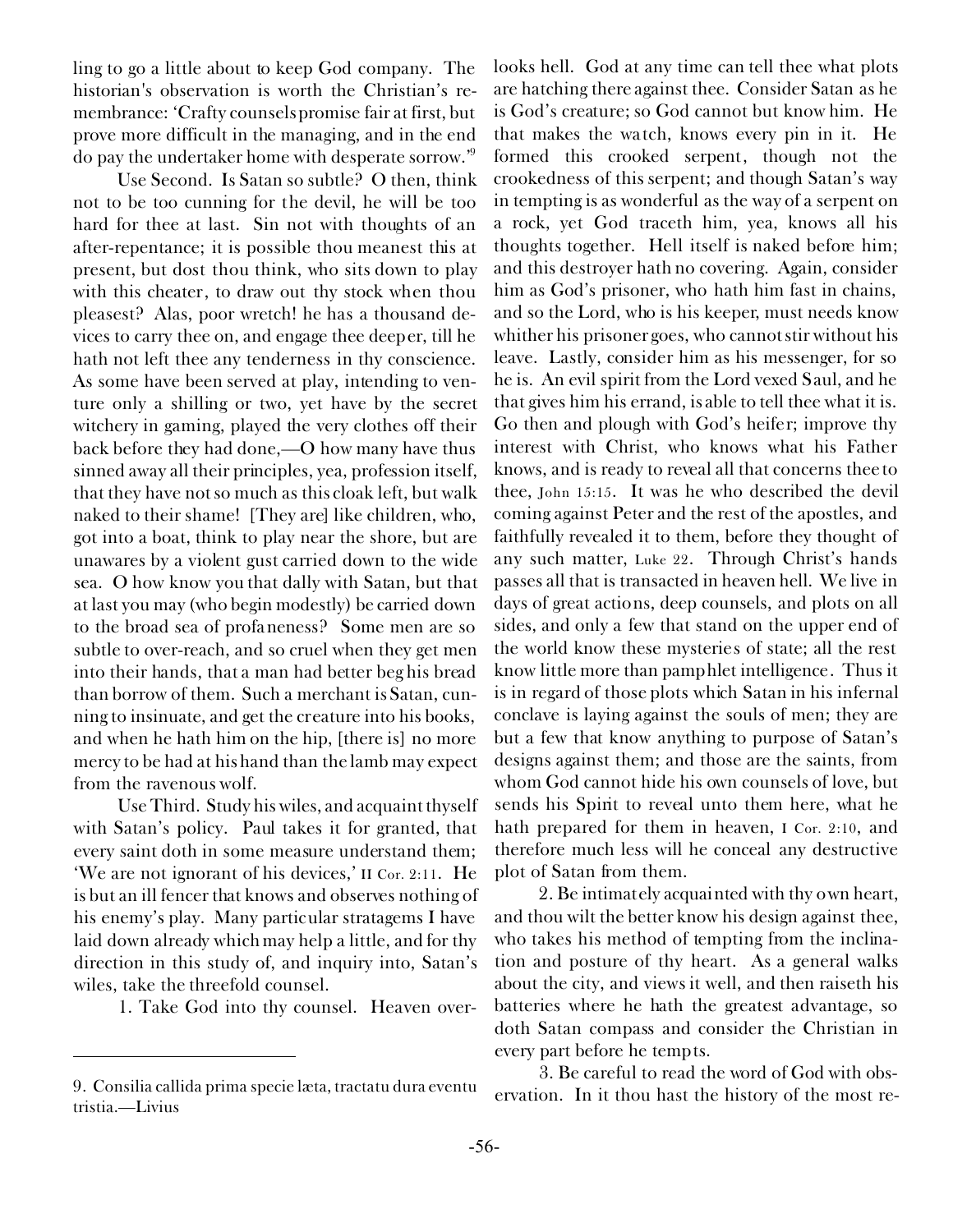ling to go a little about to keep God company. The historian's observation is worth the Christian's remembrance: 'Crafty counsels promise fair at first, but prove more difficult in the managing, and in the end do pay the undertaker home with desperate sorrow.'[9]

Use Second. Is Satan so subtle? O then, think not to be too cunning for the devil, he will be too hard for thee at last. Sin not with thoughts of an after-repentance; it is possible thou meanest this at present, but dost thou think, who sits down to play with this cheater, to draw out thy stock when thou pleasest? Alas, poor wretch! he has a thousand devices to carry thee on, and engage thee deeper, till he hath not left thee any tenderness in thy conscience. As some have been served at play, intending to venture only a shilling or two, yet have by the secret witchery in gaming, played the very clothes off their back before they had done,—O how many have thus sinned away all their principles, yea, profession itself, that they have not so much as this cloak left, but walk naked to their shame! [They are] like children, who, got into a boat, think to play near the shore, but are unawares by a violent gust carried down to the wide sea. O how know you that dally with Satan, but that at last you may (who begin modestly) be carried down to the broad sea of profaneness? Some men are so subtle to over-reach, and so cruel when they get men into their hands, that a man had better beg his bread than borrow of them. Such a merchant is Satan, cunning to insinuate, and get the creature into his books, and when he hath him on the hip, [there is] no more mercy to be had at his hand than the lamb may expect from the ravenous wolf.

Use Third. Study his wiles, and acquaint thyself with Satan's policy. Paul takes it for granted, that every saint doth in some measure understand them; 'We are not ignorant of his devices,' II Cor. 2:11. He is but an ill fencer that knows and observes nothing of his enemy's play. Many particular stratagems I have laid down already which may help a little, and for thy direction in this study of, and inquiry into, Satan's wiles, take the threefold counsel.

1. Take God into thy counsel. Heaven overlooks hell. God at any time can tell thee what plots are hatching there against thee. Consider Satan as he is God's creature; so God cannot but know him. He that makes the watch, knows every pin in it. He formed this crooked serpent, though not the crookedness of this serpent; and though Satan's way in tempting is as wonderful as the way of a serpent on a rock, yet God traceth him, yea, knows all his thoughts together. Hell itself is naked before him; and this destroyer hath no covering. Again, consider him as God's prisoner, who hath him fast in chains, and so the Lord, who is his keeper, must needs know whither his prisoner goes, who cannot stir without his leave. Lastly, consider him as his messenger, for so he is. An evil spirit from the Lord vexed Saul, and he that gives him his errand, is able to tell thee what it is. Go then and plough with God's heifer; improve thy interest with Christ, who knows what his Father knows, and is ready to reveal all that concerns thee to thee, John 15:15. It was he who described the devil coming against Peter and the rest of the apostles, and faithfully revealed it to them, before they thought of any such matter, Luke 22. Through Christ's hands passes all that is transacted in heaven hell. We live in days of great actions, deep counsels, and plots on all sides, and only a few that stand on the upper end of the world know these mysteries of state; all the rest know little more than pamphlet intelligence. Thus it is in regard of those plots which Satan in his infernal conclave is laying against the souls of men; they are but a few that know anything to purpose of Satan's designs against them; and those are the saints, from whom God cannot hide his own counsels of love, but sends his Spirit to reveal unto them here, what he hath prepared for them in heaven, I Cor. 2:10, and therefore much less will he conceal any destructive plot of Satan from them.

2. Be intimately acquainted with thy own heart, and thou wilt the better know his design against thee, who takes his method of tempting from the inclination and posture of thy heart. As a general walks about the city, and views it well, and then raiseth his batteries where he hath the greatest advantage, so doth Satan compass and consider the Christian in every part before he tempts.

3. Be careful to read the word of God with observation. In it thou hast the history of the most re-

---

9. Consilia callida prima specie læta, tractatu dura eventu tristia.—Livius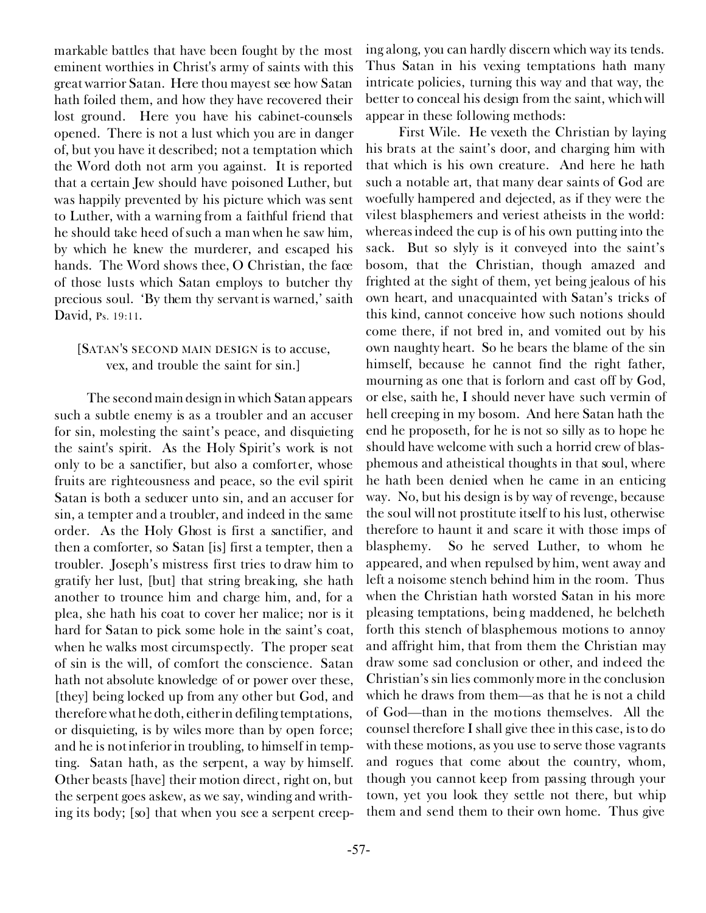markable battles that have been fought by the most eminent worthies in Christ's army of saints with this great warrior Satan. Here thou mayest see how Satan hath foiled them, and how they have recovered their lost ground. Here you have his cabinet-counsels opened. There is not a lust which you are in danger of, but you have it described; not a temptation which the Word doth not arm you against. It is reported that a certain Jew should have poisoned Luther, but was happily prevented by his picture which was sent to Luther, with a warning from a faithful friend that he should take heed of such a man when he saw him, by which he knew the murderer, and escaped his hands. The Word shows thee, O Christian, the face of those lusts which Satan employs to butcher thy precious soul. 'By them thy servant is warned,' saith David, Ps. 19:11.

[SATAN'S SECOND MAIN DESIGN is to accuse, vex, and trouble the saint for sin.]

The second main design in which Satan appears such a subtle enemy is as a troubler and an accuser for sin, molesting the saint's peace, and disquieting the saint's spirit. As the Holy Spirit's work is not only to be a sanctifier, but also a comforter, whose fruits are righteousness and peace, so the evil spirit Satan is both a seducer unto sin, and an accuser for sin, a tempter and a troubler, and indeed in the same order. As the Holy Ghost is first a sanctifier, and then a comforter, so Satan [is] first a tempter, then a troubler. Joseph's mistress first tries to draw him to gratify her lust, [but] that string breaking, she hath another to trounce him and charge him, and, for a plea, she hath his coat to cover her malice; nor is it hard for Satan to pick some hole in the saint's coat, when he walks most circumspectly. The proper seat of sin is the will, of comfort the conscience. Satan hath not absolute knowledge of or power over these, [they] being locked up from any other but God, and therefore what he doth, either in defiling temptations, or disquieting, is by wiles more than by open force; and he is not inferior in troubling, to himself in tempting. Satan hath, as the serpent, a way by himself. Other beasts [have] their motion direct, right on, but the serpent goes askew, as we say, winding and writhing its body; [so] that when you see a serpent creeping along, you can hardly discern which way its tends. Thus Satan in his vexing temptations hath many intricate policies, turning this way and that way, the better to conceal his design from the saint, which will appear in these following methods:

First Wile. He vexeth the Christian by laying his brats at the saint's door, and charging him with that which is his own creature. And here he hath such a notable art, that many dear saints of God are woefully hampered and dejected, as if they were the vilest blasphemers and veriest atheists in the world: whereas indeed the cup is of his own putting into the sack. But so slyly is it conveyed into the saint's bosom, that the Christian, though amazed and frighted at the sight of them, yet being jealous of his own heart, and unacquainted with Satan's tricks of this kind, cannot conceive how such notions should come there, if not bred in, and vomited out by his own naughty heart. So he bears the blame of the sin himself, because he cannot find the right father, mourning as one that is forlorn and cast off by God, or else, saith he, I should never have such vermin of hell creeping in my bosom. And here Satan hath the end he proposeth, for he is not so silly as to hope he should have welcome with such a horrid crew of blasphemous and atheistical thoughts in that soul, where he hath been denied when he came in an enticing way. No, but his design is by way of revenge, because the soul will not prostitute itself to his lust, otherwise therefore to haunt it and scare it with those imps of blasphemy. So he served Luther, to whom he appeared, and when repulsed by him, went away and left a noisome stench behind him in the room. Thus when the Christian hath worsted Satan in his more pleasing temptations, being maddened, he belcheth forth this stench of blasphemous motions to annoy and affright him, that from them the Christian may draw some sad conclusion or other, and indeed the Christian's sin lies commonly more in the conclusion which he draws from them—as that he is not a child of God—than in the motions themselves. All the counsel therefore I shall give thee in this case, is to do with these motions, as you use to serve those vagrants and rogues that come about the country, whom, though you cannot keep from passing through your town, yet you look they settle not there, but whip them and send them to their own home. Thus give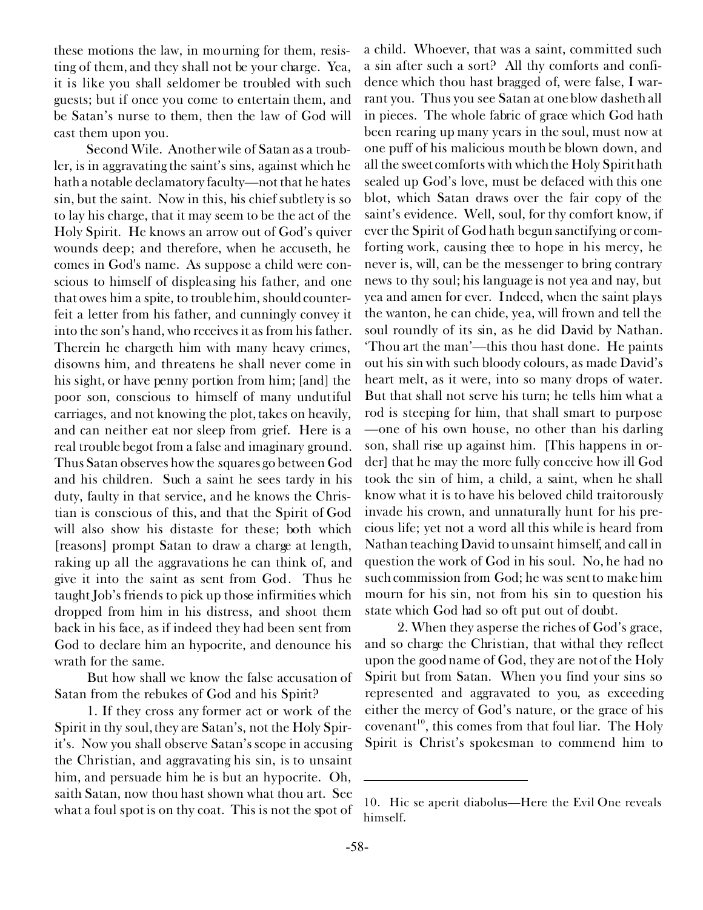these motions the law, in mourning for them, resisting of them, and they shall not be your charge. Yea, it is like you shall seldomer be troubled with such guests; but if once you come to entertain them, and be Satan's nurse to them, then the law of God will cast them upon you.

Second Wile. Another wile of Satan as a troubler, is in aggravating the saint's sins, against which he hath a notable declamatory faculty—not that he hates sin, but the saint. Now in this, his chief subtlety is so to lay his charge, that it may seem to be the act of the Holy Spirit. He knows an arrow out of God's quiver wounds deep; and therefore, when he accuseth, he comes in God's name. As suppose a child were conscious to himself of displeasing his father, and one that owes him a spite, to trouble him, should counterfeit a letter from his father, and cunningly convey it into the son's hand, who receives it as from his father. Therein he chargeth him with many heavy crimes, disowns him, and threatens he shall never come in his sight, or have penny portion from him; [and] the poor son, conscious to himself of many undutiful carriages, and not knowing the plot, takes on heavily, and can neither eat nor sleep from grief. Here is a real trouble begot from a false and imaginary ground. Thus Satan observes how the squares go between God and his children. Such a saint he sees tardy in his duty, faulty in that service, and he knows the Christian is conscious of this, and that the Spirit of God will also show his distaste for these; both which [reasons] prompt Satan to draw a charge at length, raking up all the aggravations he can think of, and give it into the saint as sent from God. Thus he taught Job's friends to pick up those infirmities which dropped from him in his distress, and shoot them back in his face, as if indeed they had been sent from God to declare him an hypocrite, and denounce his wrath for the same.

But how shall we know the false accusation of Satan from the rebukes of God and his Spirit?

1. If they cross any former act or work of the Spirit in thy soul, they are Satan's, not the Holy Spirit's. Now you shall observe Satan's scope in accusing the Christian, and aggravating his sin, is to unsaint him, and persuade him he is but an hypocrite. Oh, saith Satan, now thou hast shown what thou art. See what a foul spot is on thy coat. This is not the spot of a child. Whoever, that was a saint, committed such a sin after such a sort? All thy comforts and confidence which thou hast bragged of, were false, I warrant you. Thus you see Satan at one blow dasheth all in pieces. The whole fabric of grace which God hath been rearing up many years in the soul, must now at one puff of his malicious mouth be blown down, and all the sweet comforts with which the Holy Spirit hath sealed up God's love, must be defaced with this one blot, which Satan draws over the fair copy of the saint's evidence. Well, soul, for thy comfort know, if ever the Spirit of God hath begun sanctifying or comforting work, causing thee to hope in his mercy, he never is, will, can be the messenger to bring contrary news to thy soul; his language is not yea and nay, but yea and amen for ever. Indeed, when the saint plays the wanton, he can chide, yea, will frown and tell the soul roundly of its sin, as he did David by Nathan. 'Thou art the man'—this thou hast done. He paints out his sin with such bloody colours, as made David's heart melt, as it were, into so many drops of water. But that shall not serve his turn; he tells him what a rod is steeping for him, that shall smart to purpose—one of his own house, no other than his darling son, shall rise up against him. [This happens in order] that he may the more fully conceive how ill God took the sin of him, a child, a saint, when he shall know what it is to have his beloved child traitorously invade his crown, and unnaturally hunt for his precious life; yet not a word all this while is heard from Nathan teaching David to unsaint himself, and call in question the work of God in his soul. No, he had no such commission from God; he was sent to make him mourn for his sin, not from his sin to question his state which God had so oft put out of doubt.

2. When they asperse the riches of God's grace, and so charge the Christian, that withal they reflect upon the good name of God, they are not of the Holy Spirit but from Satan. When you find your sins so represented and aggravated to you, as exceeding either the mercy of God's nature, or the grace of his covenant[10], this comes from that foul liar. The Holy Spirit is Christ's spokesman to commend him to

---

10. Hic se aperit diabolus—Here the Evil One reveals himself.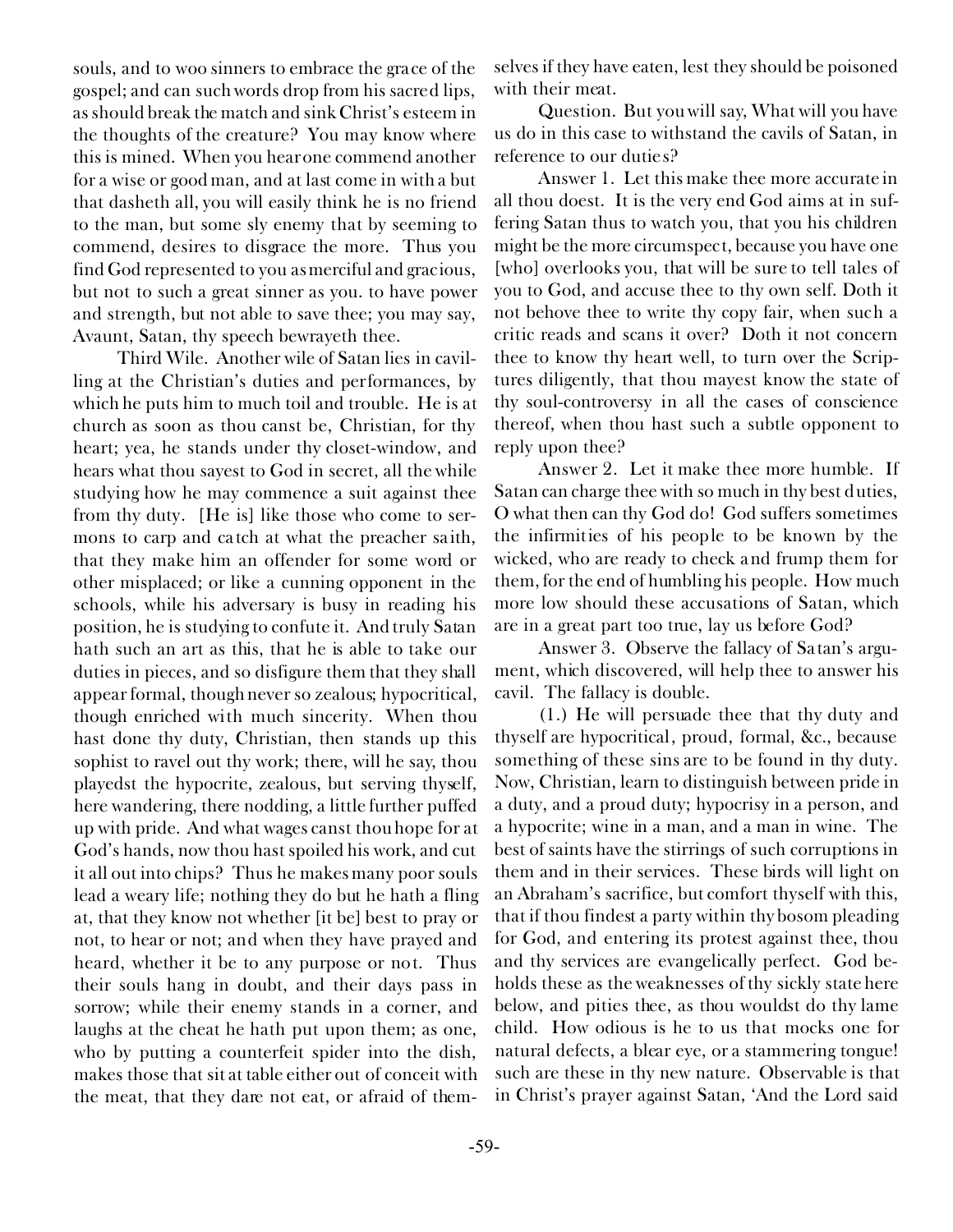souls, and to woo sinners to embrace the grace of the gospel; and can such words drop from his sacred lips, as should break the match and sink Christ's esteem in the thoughts of the creature? You may know where this is mined. When you hear one commend another for a wise or good man, and at last come in with a but that dasheth all, you will easily think he is no friend to the man, but some sly enemy that by seeming to commend, desires to disgrace the more. Thus you find God represented to you as merciful and gracious, but not to such a great sinner as you. to have power and strength, but not able to save thee; you may say, Avaunt, Satan, thy speech bewrayeth thee.

Third Wile. Another wile of Satan lies in cavilling at the Christian's duties and performances, by which he puts him to much toil and trouble. He is at church as soon as thou canst be, Christian, for thy heart; yea, he stands under thy closet-window, and hears what thou sayest to God in secret, all the while studying how he may commence a suit against thee from thy duty. [He is] like those who come to sermons to carp and catch at what the preacher saith, that they make him an offender for some word or other misplaced; or like a cunning opponent in the schools, while his adversary is busy in reading his position, he is studying to confute it. And truly Satan hath such an art as this, that he is able to take our duties in pieces, and so disfigure them that they shall appear formal, though never so zealous; hypocritical, though enriched with much sincerity. When thou hast done thy duty, Christian, then stands up this sophist to ravel out thy work; there, will he say, thou playedst the hypocrite, zealous, but serving thyself, here wandering, there nodding, a little further puffed up with pride. And what wages canst thou hope for at God's hands, now thou hast spoiled his work, and cut it all out into chips? Thus he makes many poor souls lead a weary life; nothing they do but he hath a fling at, that they know not whether [it be] best to pray or not, to hear or not; and when they have prayed and heard, whether it be to any purpose or not. Thus their souls hang in doubt, and their days pass in sorrow; while their enemy stands in a corner, and laughs at the cheat he hath put upon them; as one, who by putting a counterfeit spider into the dish, makes those that sit at table either out of conceit with the meat, that they dare not eat, or afraid of themselves if they have eaten, lest they should be poisoned with their meat.

Question. But you will say, What will you have us do in this case to withstand the cavils of Satan, in reference to our duties?

Answer 1. Let this make thee more accurate in all thou doest. It is the very end God aims at in suffering Satan thus to watch you, that you his children might be the more circumspect, because you have one [who] overlooks you, that will be sure to tell tales of you to God, and accuse thee to thy own self. Doth it not behove thee to write thy copy fair, when such a critic reads and scans it over? Doth it not concern thee to know thy heart well, to turn over the Scriptures diligently, that thou mayest know the state of thy soul-controversy in all the cases of conscience thereof, when thou hast such a subtle opponent to reply upon thee?

Answer 2. Let it make thee more humble. If Satan can charge thee with so much in thy best duties, O what then can thy God do! God suffers sometimes the infirmities of his people to be known by the wicked, who are ready to check and frump them for them, for the end of humbling his people. How much more low should these accusations of Satan, which are in a great part too true, lay us before God?

Answer 3. Observe the fallacy of Satan's argument, which discovered, will help thee to answer his cavil. The fallacy is double.

(1.) He will persuade thee that thy duty and thyself are hypocritical, proud, formal, &c., because something of these sins are to be found in thy duty. Now, Christian, learn to distinguish between pride in a duty, and a proud duty; hypocrisy in a person, and a hypocrite; wine in a man, and a man in wine. The best of saints have the stirrings of such corruptions in them and in their services. These birds will light on an Abraham's sacrifice, but comfort thyself with this, that if thou findest a party within thy bosom pleading for God, and entering its protest against thee, thou and thy services are evangelically perfect. God beholds these as the weaknesses of thy sickly state here below, and pities thee, as thou wouldst do thy lame child. How odious is he to us that mocks one for natural defects, a blear eye, or a stammering tongue! such are these in thy new nature. Observable is that in Christ's prayer against Satan, 'And the Lord said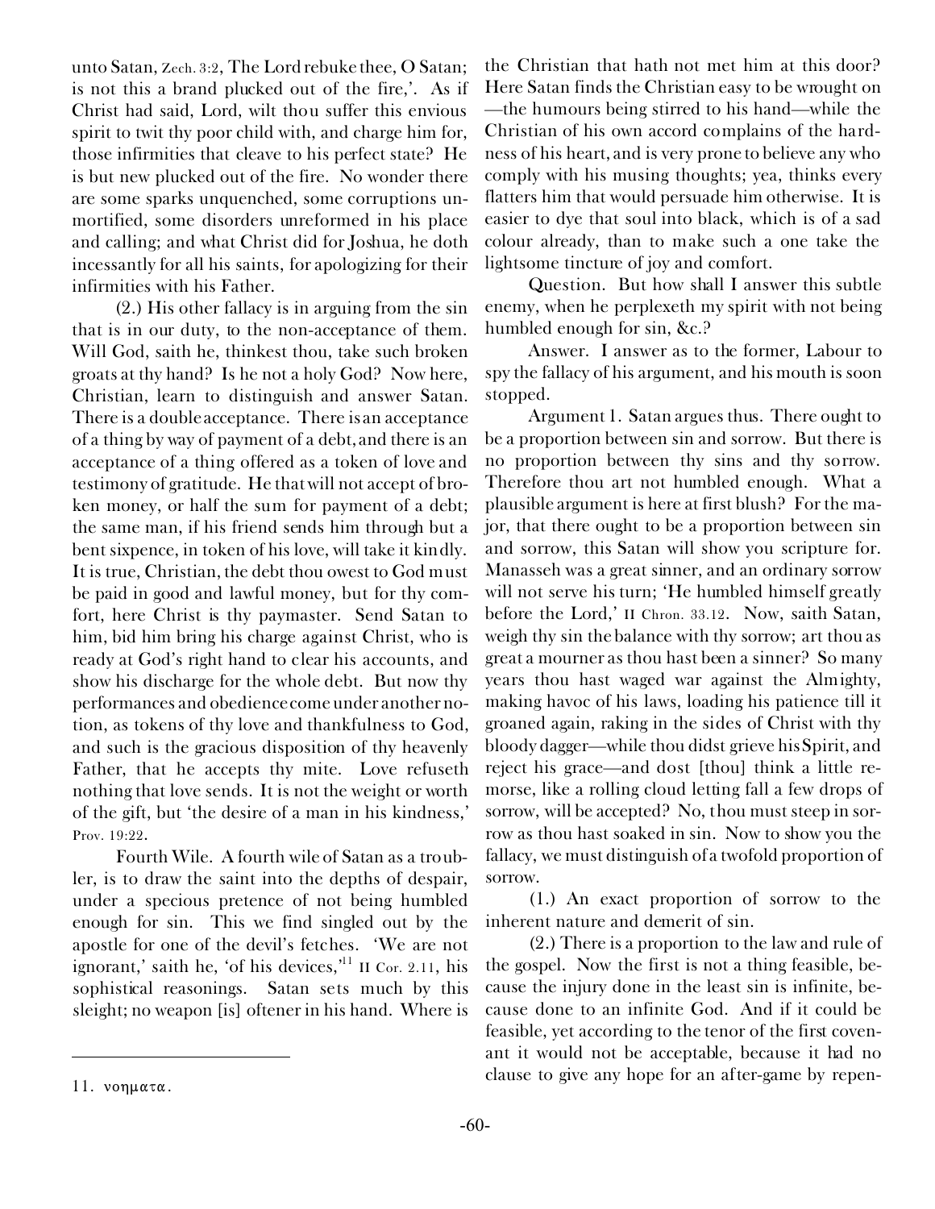unto Satan, Zech. 3:2, The Lord rebuke thee, O Satan; is not this a brand plucked out of the fire,'. As if Christ had said, Lord, wilt thou suffer this envious spirit to twit thy poor child with, and charge him for, those infirmities that cleave to his perfect state? He is but new plucked out of the fire. No wonder there are some sparks unquenched, some corruptions unmortified, some disorders unreformed in his place and calling; and what Christ did for Joshua, he doth incessantly for all his saints, for apologizing for their infirmities with his Father.

(2.) His other fallacy is in arguing from the sin that is in our duty, to the non-acceptance of them. Will God, saith he, thinkest thou, take such broken groats at thy hand? Is he not a holy God? Now here, Christian, learn to distinguish and answer Satan. There is a double acceptance. There is an acceptance of a thing by way of payment of a debt, and there is an acceptance of a thing offered as a token of love and testimony of gratitude. He that will not accept of broken money, or half the sum for payment of a debt; the same man, if his friend sends him through but a bent sixpence, in token of his love, will take it kindly. It is true, Christian, the debt thou owest to God must be paid in good and lawful money, but for thy comfort, here Christ is thy paymaster. Send Satan to him, bid him bring his charge against Christ, who is ready at God's right hand to clear his accounts, and show his discharge for the whole debt. But now thy performances and obedience come under another notion, as tokens of thy love and thankfulness to God, and such is the gracious disposition of thy heavenly Father, that he accepts thy mite. Love refuseth nothing that love sends. It is not the weight or worth of the gift, but 'the desire of a man in his kindness,' Prov. 19:22.

Fourth Wile. A fourth wile of Satan as a troubler, is to draw the saint into the depths of despair, under a specious pretence of not being humbled enough for sin. This we find singled out by the apostle for one of the devil's fetches. 'We are not ignorant,' saith he, 'of his devices,'[11] II Cor. 2.11, his sophistical reasonings. Satan sets much by this sleight; no weapon [is] oftener in his hand. Where is the Christian that hath not met him at this door? Here Satan finds the Christian easy to be wrought on —the humours being stirred to his hand—while the Christian of his own accord complains of the hardness of his heart, and is very prone to believe any who comply with his musing thoughts; yea, thinks every flatters him that would persuade him otherwise. It is easier to dye that soul into black, which is of a sad colour already, than to make such a one take the lightsome tincture of joy and comfort.

Question. But how shall I answer this subtle enemy, when he perplexeth my spirit with not being humbled enough for sin, &c.?

Answer. I answer as to the former, Labour to spy the fallacy of his argument, and his mouth is soon stopped.

Argument 1. Satan argues thus. There ought to be a proportion between sin and sorrow. But there is no proportion between thy sins and thy sorrow. Therefore thou art not humbled enough. What a plausible argument is here at first blush? For the major, that there ought to be a proportion between sin and sorrow, this Satan will show you scripture for. Manasseh was a great sinner, and an ordinary sorrow will not serve his turn; 'He humbled himself greatly before the Lord,' II Chron. 33.12. Now, saith Satan, weigh thy sin the balance with thy sorrow; art thou as great a mourner as thou hast been a sinner? So many years thou hast waged war against the Almighty, making havoc of his laws, loading his patience till it groaned again, raking in the sides of Christ with thy bloody dagger—while thou didst grieve his Spirit, and reject his grace—and dost [thou] think a little remorse, like a rolling cloud letting fall a few drops of sorrow, will be accepted? No, thou must steep in sorrow as thou hast soaked in sin. Now to show you the fallacy, we must distinguish of a twofold proportion of sorrow.

(1.) An exact proportion of sorrow to the inherent nature and demerit of sin.

(2.) There is a proportion to the law and rule of the gospel. Now the first is not a thing feasible, because the injury done in the least sin is infinite, because done to an infinite God. And if it could be feasible, yet according to the tenor of the first covenant it would not be acceptable, because it had no clause to give any hope for an after-game by repen-

---

11. νοηματα.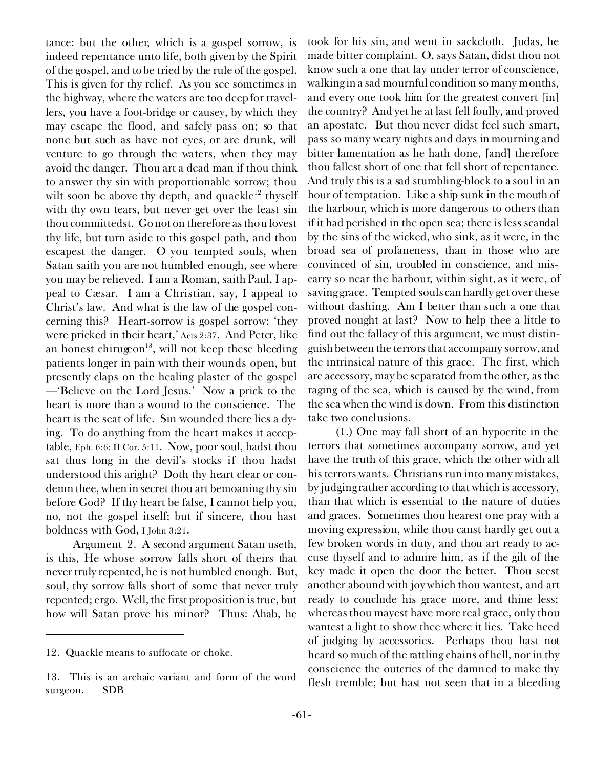tance: but the other, which is a gospel sorrow, is indeed repentance unto life, both given by the Spirit of the gospel, and to be tried by the rule of the gospel. This is given for thy relief. As you see sometimes in the highway, where the waters are too deep for travellers, you have a foot-bridge or causey, by which they may escape the flood, and safely pass on; so that none but such as have not eyes, or are drunk, will venture to go through the waters, when they may avoid the danger. Thou art a dead man if thou think to answer thy sin with proportionable sorrow; thou wilt soon be above thy depth, and quackle[12] thyself with thy own tears, but never get over the least sin thou committedst. Go not on therefore as thou lovest thy life, but turn aside to this gospel path, and thou escapest the danger. O you tempted souls, when Satan saith you are not humbled enough, see where you may be relieved. I am a Roman, saith Paul, I appeal to Cæsar. I am a Christian, say, I appeal to Christ's law. And what is the law of the gospel concerning this? Heart-sorrow is gospel sorrow: 'they were pricked in their heart,' Acts 2:37. And Peter, like an honest chirugeon[13], will not keep these bleeding patients longer in pain with their wounds open, but presently claps on the healing plaster of the gospel —'Believe on the Lord Jesus.' Now a prick to the heart is more than a wound to the conscience. The heart is the seat of life. Sin wounded there lies a dying. To do anything from the heart makes it acceptable, Eph. 6:6; II Cor. 5:11. Now, poor soul, hadst thou sat thus long in the devil's stocks if thou hadst understood this aright? Doth thy heart clear or condemn thee, when in secret thou art bemoaning thy sin before God? If thy heart be false, I cannot help you, no, not the gospel itself; but if sincere, thou hast boldness with God, I John 3:21.

Argument 2. A second argument Satan useth, is this, He whose sorrow falls short of theirs that never truly repented, he is not humbled enough. But, soul, thy sorrow falls short of some that never truly repented; ergo. Well, the first proposition is true, but how will Satan prove his minor? Thus: Ahab, he took for his sin, and went in sackcloth. Judas, he made bitter complaint. O, says Satan, didst thou not know such a one that lay under terror of conscience, walking in a sad mournful condition so many months, and every one took him for the greatest convert [in] the country? And yet he at last fell foully, and proved an apostate. But thou never didst feel such smart, pass so many weary nights and days in mourning and bitter lamentation as he hath done, [and] therefore thou fallest short of one that fell short of repentance. And truly this is a sad stumbling-block to a soul in an hour of temptation. Like a ship sunk in the mouth of the harbour, which is more dangerous to others than if it had perished in the open sea; there is less scandal by the sins of the wicked, who sink, as it were, in the broad sea of profaneness, than in those who are convinced of sin, troubled in conscience, and miscarry so near the harbour, within sight, as it were, of saving grace. Tempted souls can hardly get over these without dashing. Am I better than such a one that proved nought at last? Now to help thee a little to find out the fallacy of this argument, we must distinguish between the terrors that accompany sorrow, and the intrinsical nature of this grace. The first, which are accessory, may be separated from the other, as the raging of the sea, which is caused by the wind, from the sea when the wind is down. From this distinction take two conclusions.

(1.) One may fall short of an hypocrite in the terrors that sometimes accompany sorrow, and yet have the truth of this grace, which the other with all his terrors wants. Christians run into many mistakes, by judging rather according to that which is accessory, than that which is essential to the nature of duties and graces. Sometimes thou hearest one pray with a moving expression, while thou canst hardly get out a few broken words in duty, and thou art ready to accuse thyself and to admire him, as if the gilt of the key made it open the door the better. Thou seest another abound with joy which thou wantest, and art ready to conclude his grace more, and thine less; whereas thou mayest have more real grace, only thou wantest a light to show thee where it lies. Take heed of judging by accessories. Perhaps thou hast not heard so much of the rattling chains of hell, nor in thy conscience the outcries of the damned to make thy flesh tremble; but hast not seen that in a bleeding

---

12. Quackle means to suffocate or choke.

13. This is an archaic variant and form of the word surgeon. — SDB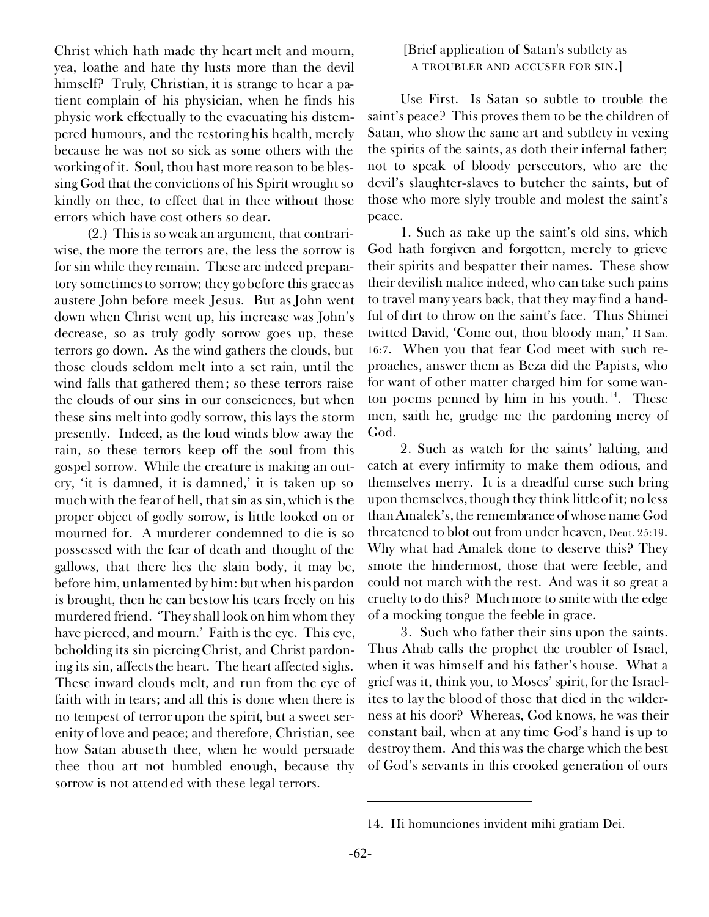Christ which hath made thy heart melt and mourn, yea, loathe and hate thy lusts more than the devil himself? Truly, Christian, it is strange to hear a patient complain of his physician, when he finds his physic work effectually to the evacuating his distempered humours, and the restoring his health, merely because he was not so sick as some others with the working of it. Soul, thou hast more reason to be blessing God that the convictions of his Spirit wrought so kindly on thee, to effect that in thee without those errors which have cost others so dear.

(2.) This is so weak an argument, that contrariwise, the more the terrors are, the less the sorrow is for sin while they remain. These are indeed preparatory sometimes to sorrow; they go before this grace as austere John before meek Jesus. But as John went down when Christ went up, his increase was John's decrease, so as truly godly sorrow goes up, these terrors go down. As the wind gathers the clouds, but those clouds seldom melt into a set rain, until the wind falls that gathered them; so these terrors raise the clouds of our sins in our consciences, but when these sins melt into godly sorrow, this lays the storm presently. Indeed, as the loud winds blow away the rain, so these terrors keep off the soul from this gospel sorrow. While the creature is making an outcry, 'it is damned, it is damned,' it is taken up so much with the fear of hell, that sin as sin, which is the proper object of godly sorrow, is little looked on or mourned for. A murderer condemned to die is so possessed with the fear of death and thought of the gallows, that there lies the slain body, it may be, before him, unlamented by him: but when his pardon is brought, then he can bestow his tears freely on his murdered friend. 'They shall look on him whom they have pierced, and mourn.' Faith is the eye. This eye, beholding its sin piercing Christ, and Christ pardoning its sin, affects the heart. The heart affected sighs. These inward clouds melt, and run from the eye of faith with in tears; and all this is done when there is no tempest of terror upon the spirit, but a sweet serenity of love and peace; and therefore, Christian, see how Satan abuseth thee, when he would persuade thee thou art not humbled enough, because thy sorrow is not attended with these legal terrors.

[Brief application of Satan's subtlety as A TROUBLER AND ACCUSER FOR SIN.]

Use First. Is Satan so subtle to trouble the saint's peace? This proves them to be the children of Satan, who show the same art and subtlety in vexing the spirits of the saints, as doth their infernal father; not to speak of bloody persecutors, who are the devil's slaughter-slaves to butcher the saints, but of those who more slyly trouble and molest the saint's peace.

1. Such as rake up the saint's old sins, which God hath forgiven and forgotten, merely to grieve their spirits and bespatter their names. These show their devilish malice indeed, who can take such pains to travel many years back, that they may find a handful of dirt to throw on the saint's face. Thus Shimei twitted David, 'Come out, thou bloody man,' II Sam. 16:7. When you that fear God meet with such reproaches, answer them as Beza did the Papists, who for want of other matter charged him for some wanton poems penned by him in his youth.[14]. These men, saith he, grudge me the pardoning mercy of God.

2. Such as watch for the saints' halting, and catch at every infirmity to make them odious, and themselves merry. It is a dreadful curse such bring upon themselves, though they think little of it; no less than Amalek's, the remembrance of whose name God threatened to blot out from under heaven, Deut. 25:19. Why what had Amalek done to deserve this? They smote the hindermost, those that were feeble, and could not march with the rest. And was it so great a cruelty to do this? Much more to smite with the edge of a mocking tongue the feeble in grace.

3. Such who father their sins upon the saints. Thus Ahab calls the prophet the troubler of Israel, when it was himself and his father's house. What a grief was it, think you, to Moses' spirit, for the Israelites to lay the blood of those that died in the wilderness at his door? Whereas, God knows, he was their constant bail, when at any time God's hand is up to destroy them. And this was the charge which the best of God's servants in this crooked generation of ours

---

14. Hi homunciones invident mihi gratiam Dei.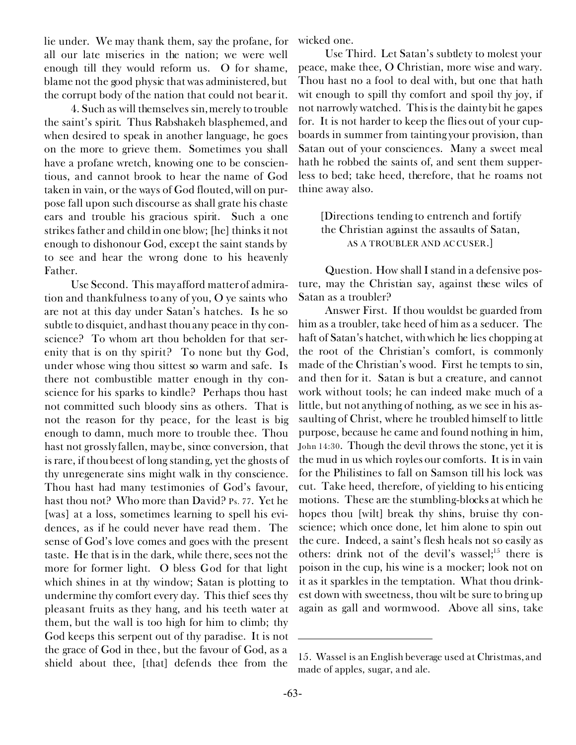lie under. We may thank them, say the profane, for all our late miseries in the nation; we were well enough till they would reform us. O for shame, blame not the good physic that was administered, but the corrupt body of the nation that could not bear it.

4. Such as will themselves sin, merely to trouble the saint's spirit. Thus Rabshakeh blasphemed, and when desired to speak in another language, he goes on the more to grieve them. Sometimes you shall have a profane wretch, knowing one to be conscientious, and cannot brook to hear the name of God taken in vain, or the ways of God flouted, will on purpose fall upon such discourse as shall grate his chaste ears and trouble his gracious spirit. Such a one strikes father and child in one blow; [he] thinks it not enough to dishonour God, except the saint stands by to see and hear the wrong done to his heavenly Father.

Use Second. This may afford matter of admiration and thankfulness to any of you, O ye saints who are not at this day under Satan's hatches. Is he so subtle to disquiet, and hast thou any peace in thy conscience? To whom art thou beholden for that serenity that is on thy spirit? To none but thy God, under whose wing thou sittest so warm and safe. Is there not combustible matter enough in thy conscience for his sparks to kindle? Perhaps thou hast not committed such bloody sins as others. That is not the reason for thy peace, for the least is big enough to damn, much more to trouble thee. Thou hast not grossly fallen, may be, since conversion, that is rare, if thou beest of long standing, yet the ghosts of thy unregenerate sins might walk in thy conscience. Thou hast had many testimonies of God's favour, hast thou not? Who more than David? Ps. 77. Yet he [was] at a loss, sometimes learning to spell his evidences, as if he could never have read them. The sense of God's love comes and goes with the present taste. He that is in the dark, while there, sees not the more for former light. O bless God for that light which shines in at thy window; Satan is plotting to undermine thy comfort every day. This thief sees thy pleasant fruits as they hang, and his teeth water at them, but the wall is too high for him to climb; thy God keeps this serpent out of thy paradise. It is not the grace of God in thee, but the favour of God, as a shield about thee, [that] defends thee from the wicked one.

Use Third. Let Satan's subtlety to molest your peace, make thee, O Christian, more wise and wary. Thou hast no a fool to deal with, but one that hath wit enough to spill thy comfort and spoil thy joy, if not narrowly watched. This is the dainty bit he gapes for. It is not harder to keep the flies out of your cupboards in summer from tainting your provision, than Satan out of your consciences. Many a sweet meal hath he robbed the saints of, and sent them supperless to bed; take heed, therefore, that he roams not thine away also.

[Directions tending to entrench and fortify the Christian against the assaults of Satan, AS A TROUBLER AND ACCUSER.]

Question. How shall I stand in a defensive posture, may the Christian say, against these wiles of Satan as a troubler?

Answer First. If thou wouldst be guarded from him as a troubler, take heed of him as a seducer. The haft of Satan's hatchet, with which he lies chopping at the root of the Christian's comfort, is commonly made of the Christian's wood. First he tempts to sin, and then for it. Satan is but a creature, and cannot work without tools; he can indeed make much of a little, but not anything of nothing, as we see in his assaulting of Christ, where he troubled himself to little purpose, because he came and found nothing in him, John 14:30. Though the devil throws the stone, yet it is the mud in us which royles our comforts. It is in vain for the Philistines to fall on Samson till his lock was cut. Take heed, therefore, of yielding to his enticing motions. These are the stumbling-blocks at which he hopes thou [wilt] break thy shins, bruise thy conscience; which once done, let him alone to spin out the cure. Indeed, a saint's flesh heals not so easily as others: drink not of the devil's wassel;[15] there is poison in the cup, his wine is a mocker; look not on it as it sparkles in the temptation. What thou drinkest down with sweetness, thou wilt be sure to bring up again as gall and wormwood. Above all sins, take

---

15. Wassel is an English beverage used at Christmas, and made of apples, sugar, and ale.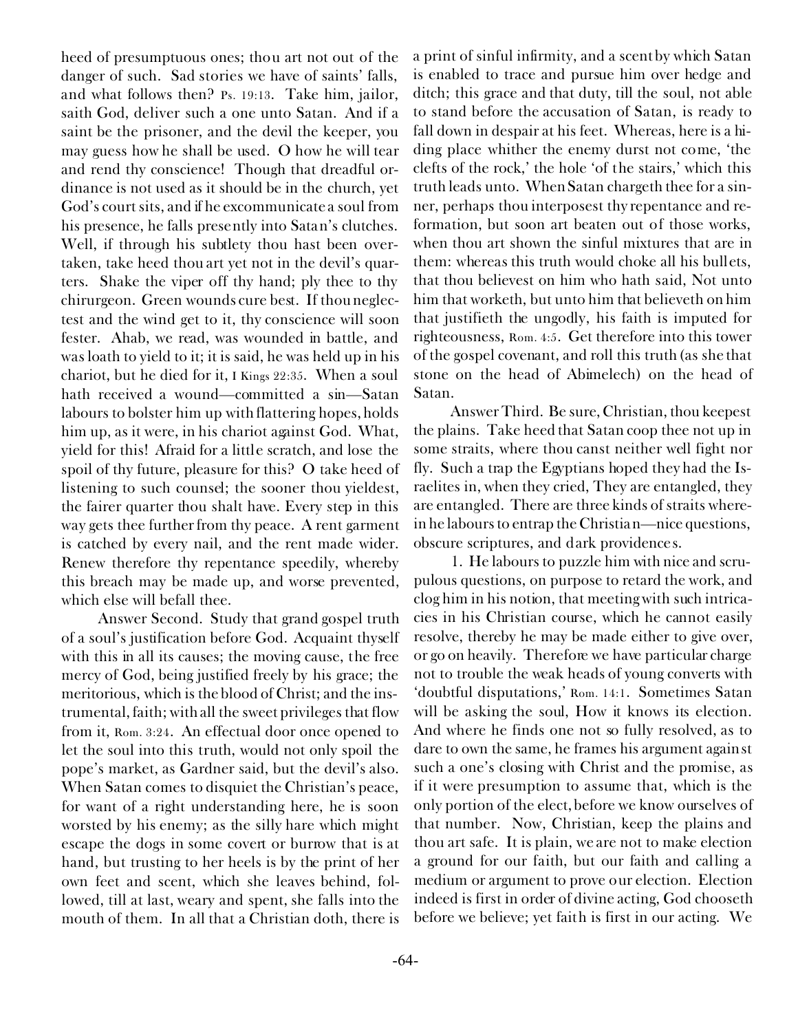heed of presumptuous ones; thou art not out of the danger of such. Sad stories we have of saints' falls, and what follows then? Ps. 19:13. Take him, jailor, saith God, deliver such a one unto Satan. And if a saint be the prisoner, and the devil the keeper, you may guess how he shall be used. O how he will tear and rend thy conscience! Though that dreadful ordinance is not used as it should be in the church, yet God's court sits, and if he excommunicate a soul from his presence, he falls presently into Satan's clutches. Well, if through his subtlety thou hast been overtaken, take heed thou art yet not in the devil's quarters. Shake the viper off thy hand; ply thee to thy chirurgeon. Green wounds cure best. If thou neglectest and the wind get to it, thy conscience will soon fester. Ahab, we read, was wounded in battle, and was loath to yield to it; it is said, he was held up in his chariot, but he died for it, I Kings 22:35. When a soul hath received a wound—committed a sin—Satan labours to bolster him up with flattering hopes, holds him up, as it were, in his chariot against God. What, yield for this! Afraid for a little scratch, and lose the spoil of thy future, pleasure for this? O take heed of listening to such counsel; the sooner thou yieldest, the fairer quarter thou shalt have. Every step in this way gets thee further from thy peace. A rent garment is catched by every nail, and the rent made wider. Renew therefore thy repentance speedily, whereby this breach may be made up, and worse prevented, which else will befall thee.

Answer Second. Study that grand gospel truth of a soul's justification before God. Acquaint thyself with this in all its causes; the moving cause, the free mercy of God, being justified freely by his grace; the meritorious, which is the blood of Christ; and the instrumental, faith; with all the sweet privileges that flow from it, Rom. 3:24. An effectual door once opened to let the soul into this truth, would not only spoil the pope's market, as Gardner said, but the devil's also. When Satan comes to disquiet the Christian's peace, for want of a right understanding here, he is soon worsted by his enemy; as the silly hare which might escape the dogs in some covert or burrow that is at hand, but trusting to her heels is by the print of her own feet and scent, which she leaves behind, followed, till at last, weary and spent, she falls into the mouth of them. In all that a Christian doth, there is a print of sinful infirmity, and a scent by which Satan is enabled to trace and pursue him over hedge and ditch; this grace and that duty, till the soul, not able to stand before the accusation of Satan, is ready to fall down in despair at his feet. Whereas, here is a hiding place whither the enemy durst not come, 'the clefts of the rock,' the hole 'of the stairs,' which this truth leads unto. When Satan chargeth thee for a sinner, perhaps thou interposest thy repentance and reformation, but soon art beaten out of those works, when thou art shown the sinful mixtures that are in them: whereas this truth would choke all his bullets, that thou believest on him who hath said, Not unto him that worketh, but unto him that believeth on him that justifieth the ungodly, his faith is imputed for righteousness, Rom. 4:5. Get therefore into this tower of the gospel covenant, and roll this truth (as she that stone on the head of Abimelech) on the head of Satan.

Answer Third. Be sure, Christian, thou keepest the plains. Take heed that Satan coop thee not up in some straits, where thou canst neither well fight nor fly. Such a trap the Egyptians hoped they had the Israelites in, when they cried, They are entangled, they are entangled. There are three kinds of straits wherein he labours to entrap the Christian—nice questions, obscure scriptures, and dark providences.

1. He labours to puzzle him with nice and scrupulous questions, on purpose to retard the work, and clog him in his notion, that meeting with such intricacies in his Christian course, which he cannot easily resolve, thereby he may be made either to give over, or go on heavily. Therefore we have particular charge not to trouble the weak heads of young converts with 'doubtful disputations,' Rom. 14:1. Sometimes Satan will be asking the soul, How it knows its election. And where he finds one not so fully resolved, as to dare to own the same, he frames his argument against such a one's closing with Christ and the promise, as if it were presumption to assume that, which is the only portion of the elect, before we know ourselves of that number. Now, Christian, keep the plains and thou art safe. It is plain, we are not to make election a ground for our faith, but our faith and calling a medium or argument to prove our election. Election indeed is first in order of divine acting, God chooseth before we believe; yet faith is first in our acting. We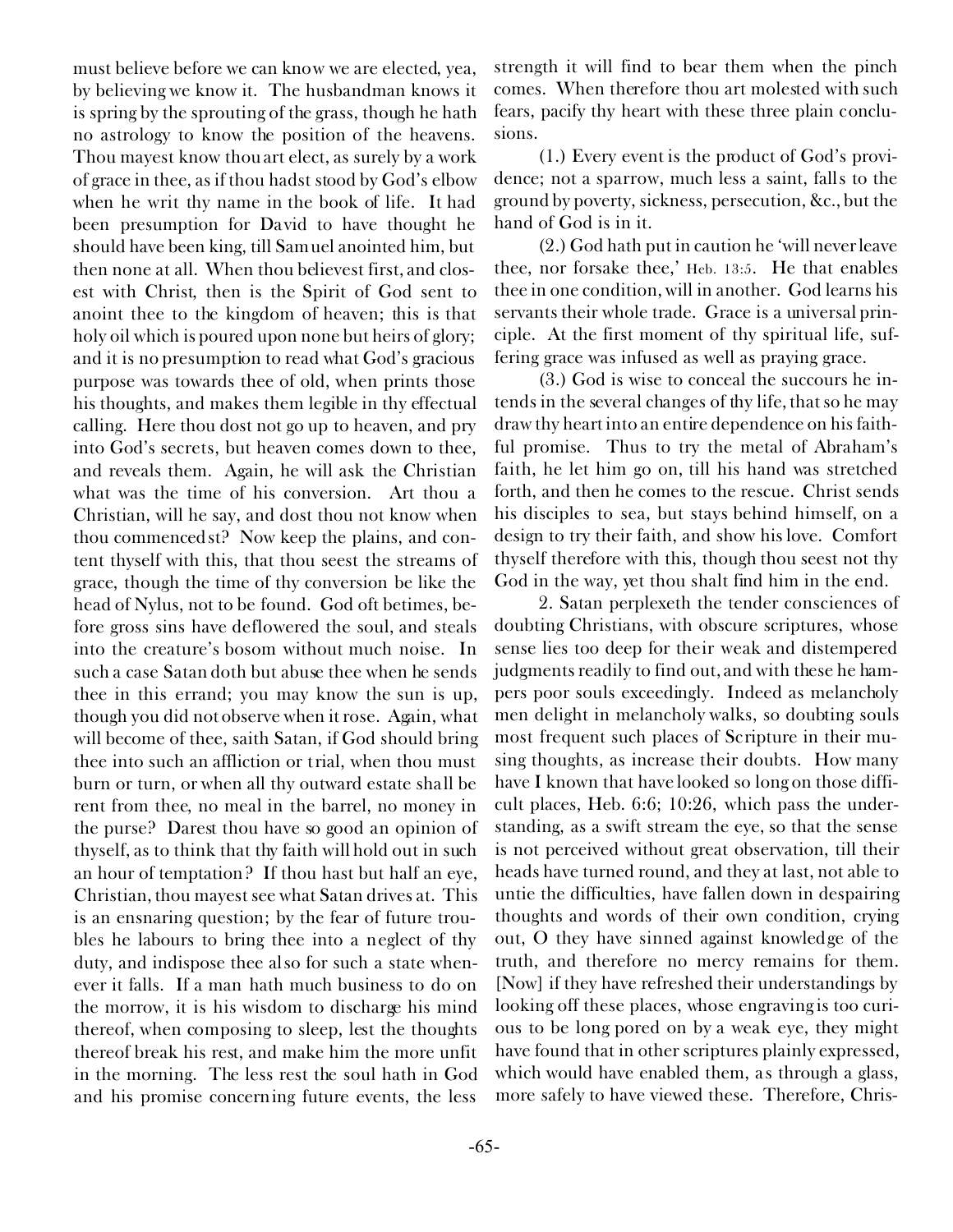must believe before we can know we are elected, yea, by believing we know it. The husbandman knows it is spring by the sprouting of the grass, though he hath no astrology to know the position of the heavens. Thou mayest know thou art elect, as surely by a work of grace in thee, as if thou hadst stood by God's elbow when he writ thy name in the book of life. It had been presumption for David to have thought he should have been king, till Samuel anointed him, but then none at all. When thou believest first, and closest with Christ, then is the Spirit of God sent to anoint thee to the kingdom of heaven; this is that holy oil which is poured upon none but heirs of glory; and it is no presumption to read what God's gracious purpose was towards thee of old, when prints those his thoughts, and makes them legible in thy effectual calling. Here thou dost not go up to heaven, and pry into God's secrets, but heaven comes down to thee, and reveals them. Again, he will ask the Christian what was the time of his conversion. Art thou a Christian, will he say, and dost thou not know when thou commencedst? Now keep the plains, and content thyself with this, that thou seest the streams of grace, though the time of thy conversion be like the head of Nylus, not to be found. God oft betimes, before gross sins have deflowered the soul, and steals into the creature's bosom without much noise. In such a case Satan doth but abuse thee when he sends thee in this errand; you may know the sun is up, though you did not observe when it rose. Again, what will become of thee, saith Satan, if God should bring thee into such an affliction or trial, when thou must burn or turn, or when all thy outward estate shall be rent from thee, no meal in the barrel, no money in the purse? Darest thou have so good an opinion of thyself, as to think that thy faith will hold out in such an hour of temptation? If thou hast but half an eye, Christian, thou mayest see what Satan drives at. This is an ensnaring question; by the fear of future troubles he labours to bring thee into a neglect of thy duty, and indispose thee also for such a state whenever it falls. If a man hath much business to do on the morrow, it is his wisdom to discharge his mind thereof, when composing to sleep, lest the thoughts thereof break his rest, and make him the more unfit in the morning. The less rest the soul hath in God and his promise concerning future events, the less strength it will find to bear them when the pinch comes. When therefore thou art molested with such fears, pacify thy heart with these three plain conclusions.

(1.) Every event is the product of God's providence; not a sparrow, much less a saint, falls to the ground by poverty, sickness, persecution, &c., but the hand of God is in it.

(2.) God hath put in caution he 'will never leave thee, nor forsake thee,' Heb. 13:5. He that enables thee in one condition, will in another. God learns his servants their whole trade. Grace is a universal principle. At the first moment of thy spiritual life, suffering grace was infused as well as praying grace.

(3.) God is wise to conceal the succours he intends in the several changes of thy life, that so he may draw thy heart into an entire dependence on his faithful promise. Thus to try the metal of Abraham's faith, he let him go on, till his hand was stretched forth, and then he comes to the rescue. Christ sends his disciples to sea, but stays behind himself, on a design to try their faith, and show his love. Comfort thyself therefore with this, though thou seest not thy God in the way, yet thou shalt find him in the end.

2. Satan perplexeth the tender consciences of doubting Christians, with obscure scriptures, whose sense lies too deep for their weak and distempered judgments readily to find out, and with these he hampers poor souls exceedingly. Indeed as melancholy men delight in melancholy walks, so doubting souls most frequent such places of Scripture in their musing thoughts, as increase their doubts. How many have I known that have looked so long on those difficult places, Heb. 6:6; 10:26, which pass the understanding, as a swift stream the eye, so that the sense is not perceived without great observation, till their heads have turned round, and they at last, not able to untie the difficulties, have fallen down in despairing thoughts and words of their own condition, crying out, O they have sinned against knowledge of the truth, and therefore no mercy remains for them. [Now] if they have refreshed their understandings by looking off these places, whose engraving is too curious to be long pored on by a weak eye, they might have found that in other scriptures plainly expressed, which would have enabled them, as through a glass, more safely to have viewed these. Therefore, Chris-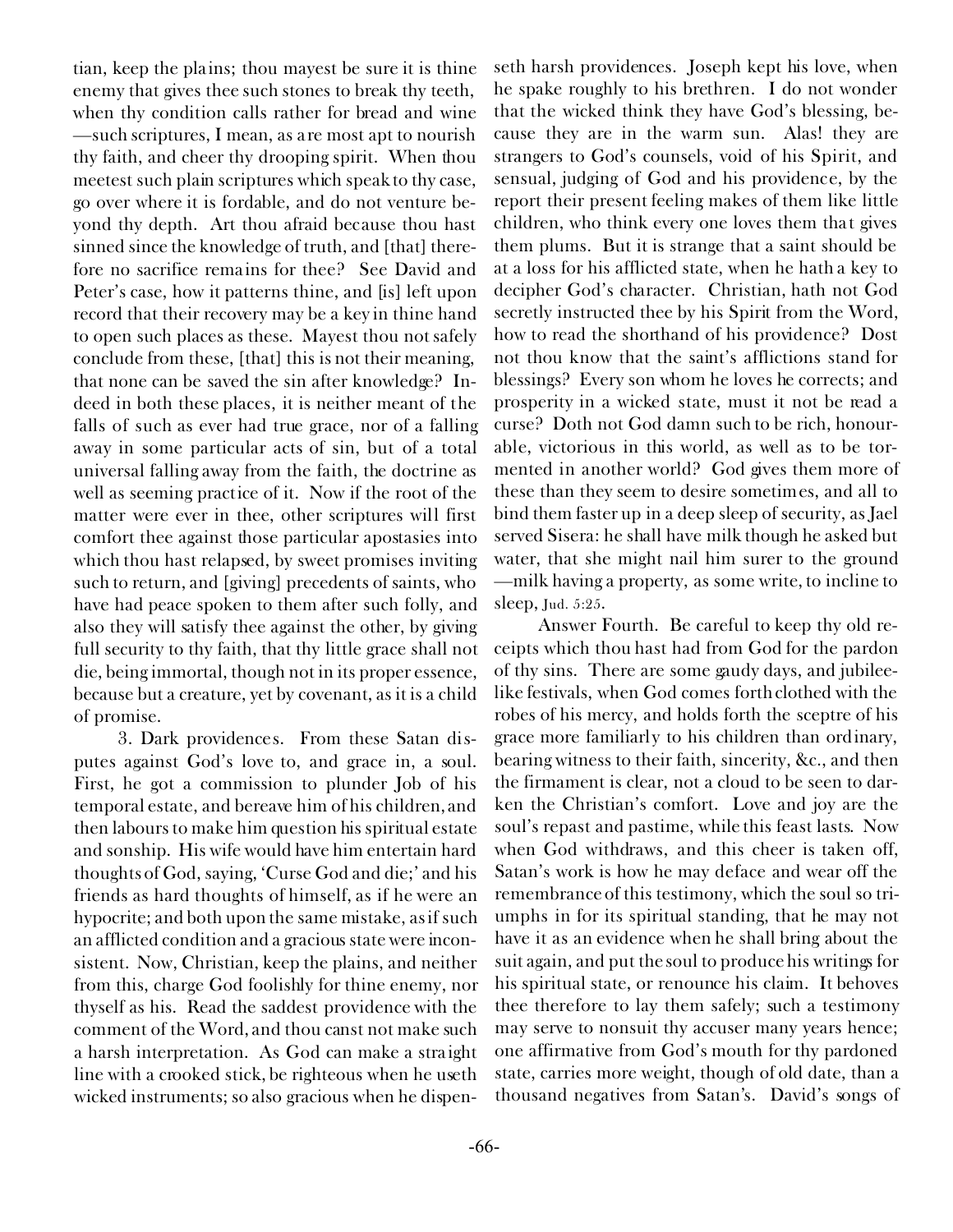tian, keep the plains; thou mayest be sure it is thine enemy that gives thee such stones to break thy teeth, when thy condition calls rather for bread and wine —such scriptures, I mean, as are most apt to nourish thy faith, and cheer thy drooping spirit. When thou meetest such plain scriptures which speak to thy case, go over where it is fordable, and do not venture beyond thy depth. Art thou afraid because thou hast sinned since the knowledge of truth, and [that] therefore no sacrifice remains for thee? See David and Peter's case, how it patterns thine, and [is] left upon record that their recovery may be a key in thine hand to open such places as these. Mayest thou not safely conclude from these, [that] this is not their meaning, that none can be saved the sin after knowledge? Indeed in both these places, it is neither meant of the falls of such as ever had true grace, nor of a falling away in some particular acts of sin, but of a total universal falling away from the faith, the doctrine as well as seeming practice of it. Now if the root of the matter were ever in thee, other scriptures will first comfort thee against those particular apostasies into which thou hast relapsed, by sweet promises inviting such to return, and [giving] precedents of saints, who have had peace spoken to them after such folly, and also they will satisfy thee against the other, by giving full security to thy faith, that thy little grace shall not die, being immortal, though not in its proper essence, because but a creature, yet by covenant, as it is a child of promise.

3. Dark providences. From these Satan disputes against God's love to, and grace in, a soul. First, he got a commission to plunder Job of his temporal estate, and bereave him of his children, and then labours to make him question his spiritual estate and sonship. His wife would have him entertain hard thoughts of God, saying, 'Curse God and die;' and his friends as hard thoughts of himself, as if he were an hypocrite; and both upon the same mistake, as if such an afflicted condition and a gracious state were inconsistent. Now, Christian, keep the plains, and neither from this, charge God foolishly for thine enemy, nor thyself as his. Read the saddest providence with the comment of the Word, and thou canst not make such a harsh interpretation. As God can make a straight line with a crooked stick, be righteous when he useth wicked instruments; so also gracious when he dispenseth harsh providences. Joseph kept his love, when he spake roughly to his brethren. I do not wonder that the wicked think they have God's blessing, because they are in the warm sun. Alas! they are strangers to God's counsels, void of his Spirit, and sensual, judging of God and his providence, by the report their present feeling makes of them like little children, who think every one loves them that gives them plums. But it is strange that a saint should be at a loss for his afflicted state, when he hath a key to decipher God's character. Christian, hath not God secretly instructed thee by his Spirit from the Word, how to read the shorthand of his providence? Dost not thou know that the saint's afflictions stand for blessings? Every son whom he loves he corrects; and prosperity in a wicked state, must it not be read a curse? Doth not God damn such to be rich, honourable, victorious in this world, as well as to be tormented in another world? God gives them more of these than they seem to desire sometimes, and all to bind them faster up in a deep sleep of security, as Jael served Sisera: he shall have milk though he asked but water, that she might nail him surer to the ground —milk having a property, as some write, to incline to sleep, Jud. 5:25.

Answer Fourth. Be careful to keep thy old receipts which thou hast had from God for the pardon of thy sins. There are some gaudy days, and jubilee-like festivals, when God comes forth clothed with the robes of his mercy, and holds forth the sceptre of his grace more familiarly to his children than ordinary, bearing witness to their faith, sincerity, &c., and then the firmament is clear, not a cloud to be seen to darken the Christian's comfort. Love and joy are the soul's repast and pastime, while this feast lasts. Now when God withdraws, and this cheer is taken off, Satan's work is how he may deface and wear off the remembrance of this testimony, which the soul so triumphs in for its spiritual standing, that he may not have it as an evidence when he shall bring about the suit again, and put the soul to produce his writings for his spiritual state, or renounce his claim. It behoves thee therefore to lay them safely; such a testimony may serve to nonsuit thy accuser many years hence; one affirmative from God's mouth for thy pardoned state, carries more weight, though of old date, than a thousand negatives from Satan's. David's songs of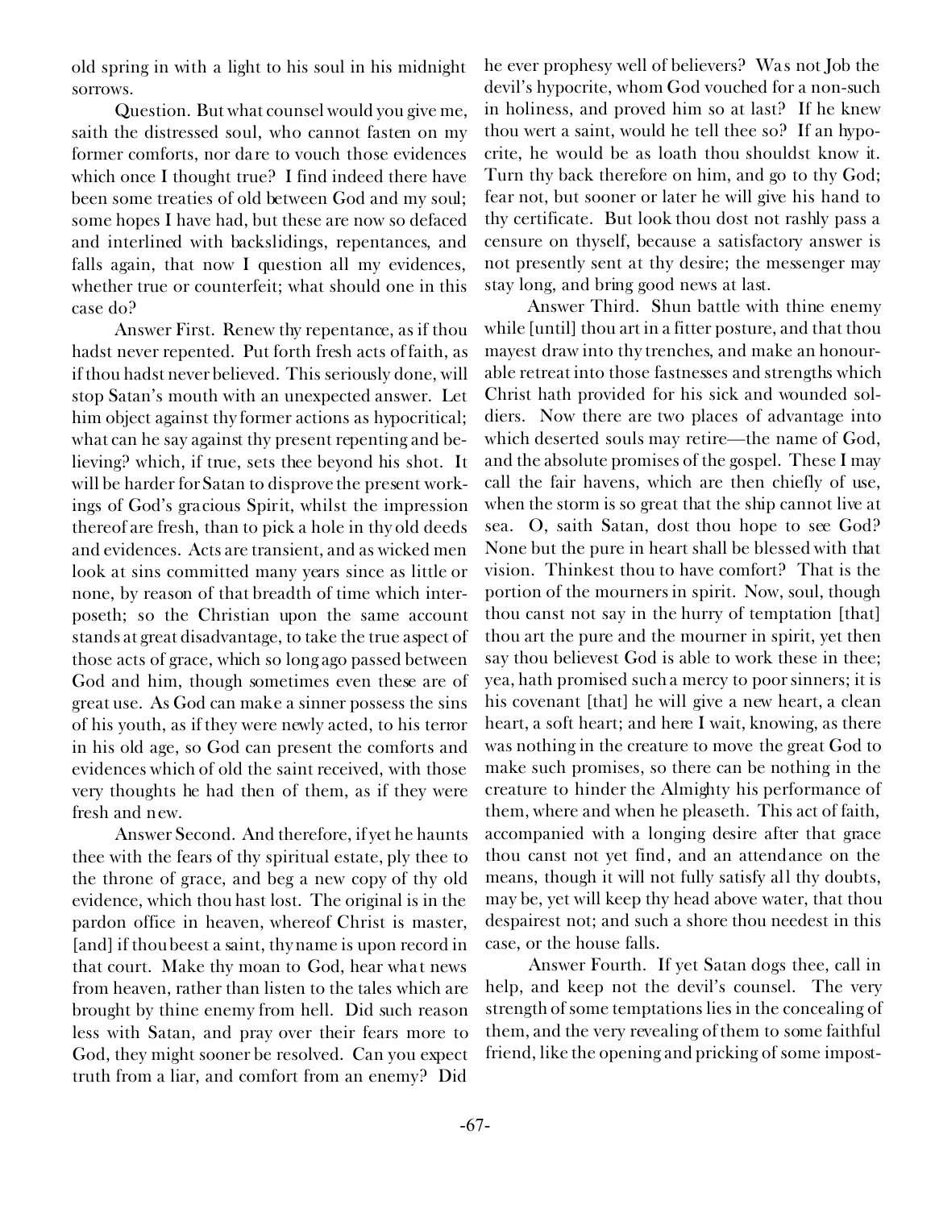old spring in with a light to his soul in his midnight sorrows.

Question. But what counsel would you give me, saith the distressed soul, who cannot fasten on my former comforts, nor dare to vouch those evidences which once I thought true? I find indeed there have been some treaties of old between God and my soul; some hopes I have had, but these are now so defaced and interlined with backslidings, repentances, and falls again, that now I question all my evidences, whether true or counterfeit; what should one in this case do?

Answer First. Renew thy repentance, as if thou hadst never repented. Put forth fresh acts of faith, as if thou hadst never believed. This seriously done, will stop Satan's mouth with an unexpected answer. Let him object against thy former actions as hypocritical; what can he say against thy present repenting and believing? which, if true, sets thee beyond his shot. It will be harder for Satan to disprove the present workings of God's gracious Spirit, whilst the impression thereof are fresh, than to pick a hole in thy old deeds and evidences. Acts are transient, and as wicked men look at sins committed many years since as little or none, by reason of that breadth of time which interposeth; so the Christian upon the same account stands at great disadvantage, to take the true aspect of those acts of grace, which so long ago passed between God and him, though sometimes even these are of great use. As God can make a sinner possess the sins of his youth, as if they were newly acted, to his terror in his old age, so God can present the comforts and evidences which of old the saint received, with those very thoughts he had then of them, as if they were fresh and new.

Answer Second. And therefore, if yet he haunts thee with the fears of thy spiritual estate, ply thee to the throne of grace, and beg a new copy of thy old evidence, which thou hast lost. The original is in the pardon office in heaven, whereof Christ is master, [and] if thou beest a saint, thy name is upon record in that court. Make thy moan to God, hear what news from heaven, rather than listen to the tales which are brought by thine enemy from hell. Did such reason less with Satan, and pray over their fears more to God, they might sooner be resolved. Can you expect truth from a liar, and comfort from an enemy? Did he ever prophesy well of believers? Was not Job the devil's hypocrite, whom God vouched for a non-such in holiness, and proved him so at last? If he knew thou wert a saint, would he tell thee so? If an hypocrite, he would be as loath thou shouldst know it. Turn thy back therefore on him, and go to thy God; fear not, but sooner or later he will give his hand to thy certificate. But look thou dost not rashly pass a censure on thyself, because a satisfactory answer is not presently sent at thy desire; the messenger may stay long, and bring good news at last.

Answer Third. Shun battle with thine enemy while [until] thou art in a fitter posture, and that thou mayest draw into thy trenches, and make an honourable retreat into those fastnesses and strengths which Christ hath provided for his sick and wounded soldiers. Now there are two places of advantage into which deserted souls may retire—the name of God, and the absolute promises of the gospel. These I may call the fair havens, which are then chiefly of use, when the storm is so great that the ship cannot live at sea. O, saith Satan, dost thou hope to see God? None but the pure in heart shall be blessed with that vision. Thinkest thou to have comfort? That is the portion of the mourners in spirit. Now, soul, though thou canst not say in the hurry of temptation [that] thou art the pure and the mourner in spirit, yet then say thou believest God is able to work these in thee; yea, hath promised such a mercy to poor sinners; it is his covenant [that] he will give a new heart, a clean heart, a soft heart; and here I wait, knowing, as there was nothing in the creature to move the great God to make such promises, so there can be nothing in the creature to hinder the Almighty his performance of them, where and when he pleaseth. This act of faith, accompanied with a longing desire after that grace thou canst not yet find, and an attendance on the means, though it will not fully satisfy all thy doubts, may be, yet will keep thy head above water, that thou despairest not; and such a shore thou needest in this case, or the house falls.

Answer Fourth. If yet Satan dogs thee, call in help, and keep not the devil's counsel. The very strength of some temptations lies in the concealing of them, and the very revealing of them to some faithful friend, like the opening and pricking of some impost-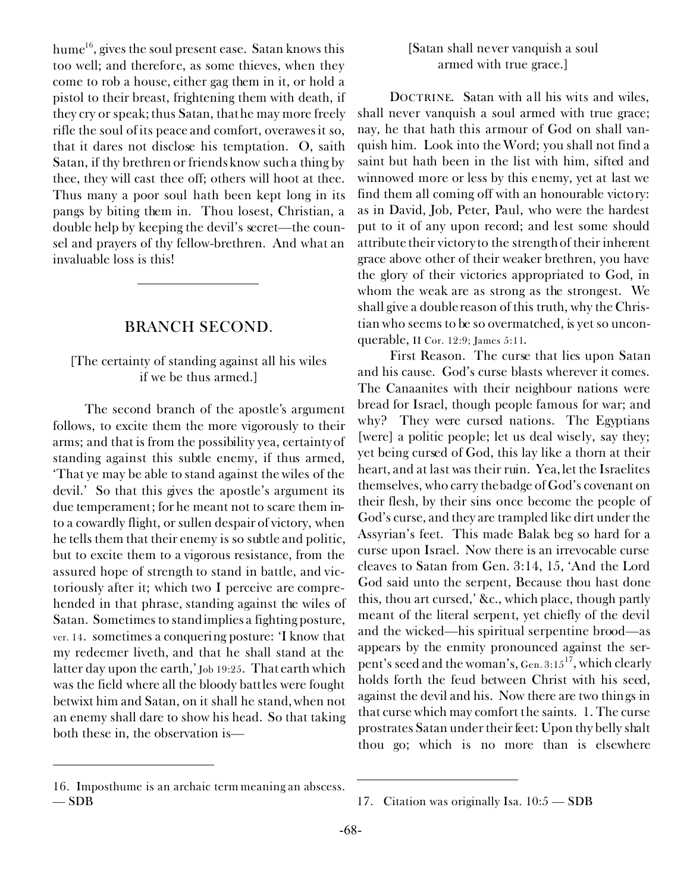hume[16], gives the soul present ease. Satan knows this too well; and therefore, as some thieves, when they come to rob a house, either gag them in it, or hold a pistol to their breast, frightening them with death, if they cry or speak; thus Satan, that he may more freely rifle the soul of its peace and comfort, overawes it so, that it dares not disclose his temptation. O, saith Satan, if thy brethren or friends know such a thing by thee, they will cast thee off; others will hoot at thee. Thus many a poor soul hath been kept long in its pangs by biting them in. Thou losest, Christian, a double help by keeping the devil's secret—the counsel and prayers of thy fellow-brethren. And what an invaluable loss is this!

---

## BRANCH SECOND.

[The certainty of standing against all his wiles if we be thus armed.]

The second branch of the apostle's argument follows, to excite them the more vigorously to their arms; and that is from the possibility yea, certainty of standing against this subtle enemy, if thus armed, 'That ye may be able to stand against the wiles of the devil.' So that this gives the apostle's argument its due temperament; for he meant not to scare them into a cowardly flight, or sullen despair of victory, when he tells them that their enemy is so subtle and politic, but to excite them to a vigorous resistance, from the assured hope of strength to stand in battle, and victoriously after it; which two I perceive are comprehended in that phrase, standing against the wiles of Satan. Sometimes to stand implies a fighting posture, ver. 14. sometimes a conquering posture: 'I know that my redeemer liveth, and that he shall stand at the latter day upon the earth,' Job 19:25. That earth which was the field where all the bloody battles were fought betwixt him and Satan, on it shall he stand, when not an enemy shall dare to show his head. So that taking both these in, the observation is—

[Satan shall never vanquish a soul armed with true grace.]

DOCTRINE. Satan with all his wits and wiles, shall never vanquish a soul armed with true grace; nay, he that hath this armour of God on shall vanquish him. Look into the Word; you shall not find a saint but hath been in the list with him, sifted and winnowed more or less by this enemy, yet at last we find them all coming off with an honourable victory: as in David, Job, Peter, Paul, who were the hardest put to it of any upon record; and lest some should attribute their victory to the strength of their inherent grace above other of their weaker brethren, you have the glory of their victories appropriated to God, in whom the weak are as strong as the strongest. We shall give a double reason of this truth, why the Christian who seems to be so overmatched, is yet so unconquerable, II Cor. 12:9; James 5:11.

First Reason. The curse that lies upon Satan and his cause. God's curse blasts wherever it comes. The Canaanites with their neighbour nations were bread for Israel, though people famous for war; and why? They were cursed nations. The Egyptians [were] a politic people; let us deal wisely, say they; yet being cursed of God, this lay like a thorn at their heart, and at last was their ruin. Yea, let the Israelites themselves, who carry the badge of God's covenant on their flesh, by their sins once become the people of God's curse, and they are trampled like dirt under the Assyrian's feet. This made Balak beg so hard for a curse upon Israel. Now there is an irrevocable curse cleaves to Satan from Gen. 3:14, 15, 'And the Lord God said unto the serpent, Because thou hast done this, thou art cursed,' &c., which place, though partly meant of the literal serpent, yet chiefly of the devil and the wicked—his spiritual serpentine brood—as appears by the enmity pronounced against the serpent's seed and the woman's, Gen. 3:15[17], which clearly holds forth the feud between Christ with his seed, against the devil and his. Now there are two things in that curse which may comfort the saints. 1. The curse prostrates Satan under their feet: Upon thy belly shalt thou go; which is no more than is elsewhere

---

16. Imposthume is an archaic term meaning an abscess. — SDB

17. Citation was originally Isa. 10:5 — SDB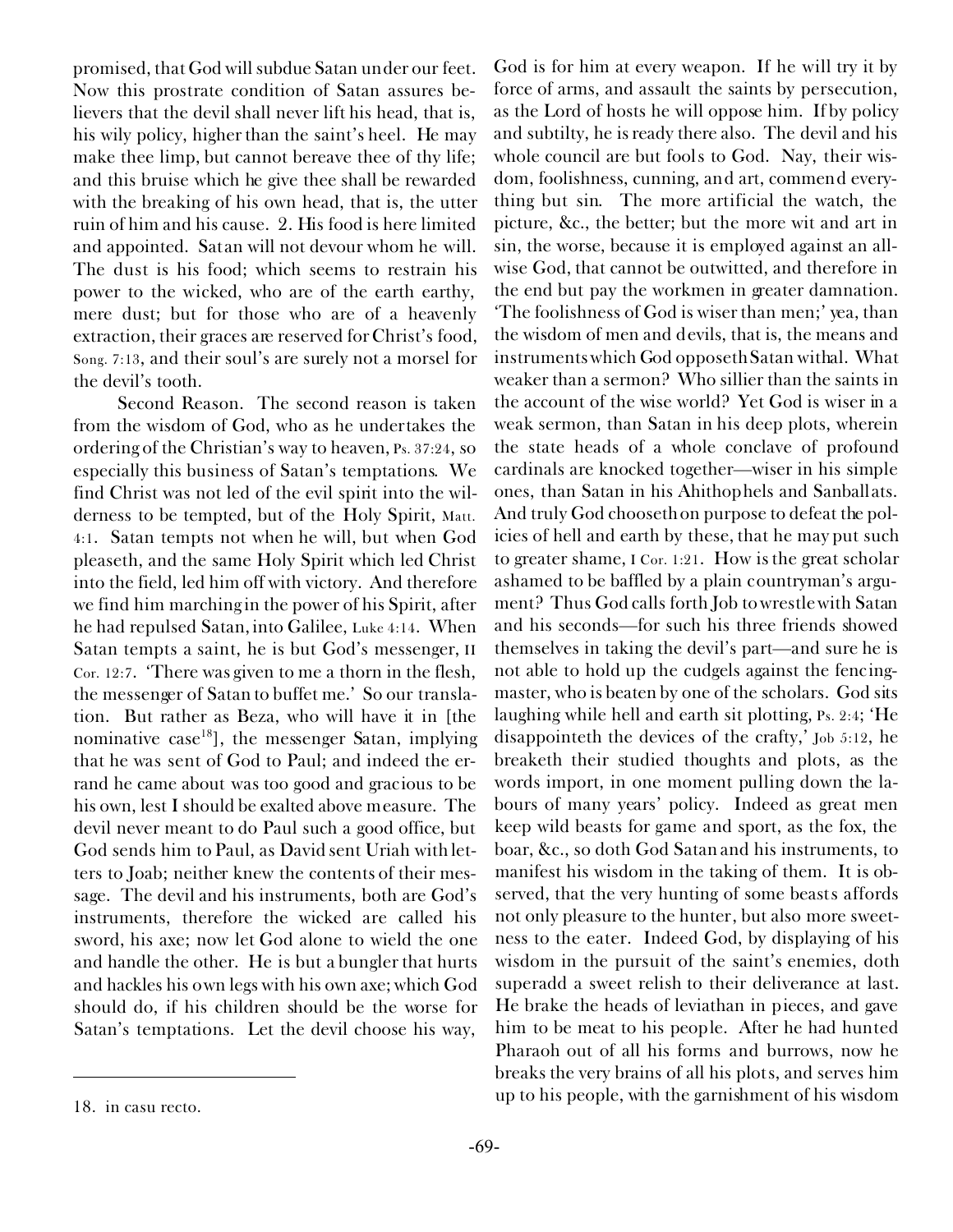promised, that God will subdue Satan under our feet. Now this prostrate condition of Satan assures believers that the devil shall never lift his head, that is, his wily policy, higher than the saint's heel. He may make thee limp, but cannot bereave thee of thy life; and this bruise which he give thee shall be rewarded with the breaking of his own head, that is, the utter ruin of him and his cause. 2. His food is here limited and appointed. Satan will not devour whom he will. The dust is his food; which seems to restrain his power to the wicked, who are of the earth earthy, mere dust; but for those who are of a heavenly extraction, their graces are reserved for Christ's food, Song. 7:13, and their soul's are surely not a morsel for the devil's tooth.

Second Reason. The second reason is taken from the wisdom of God, who as he undertakes the ordering of the Christian's way to heaven, Ps. 37:24, so especially this business of Satan's temptations. We find Christ was not led of the evil spirit into the wilderness to be tempted, but of the Holy Spirit, Matt. 4:1. Satan tempts not when he will, but when God pleaseth, and the same Holy Spirit which led Christ into the field, led him off with victory. And therefore we find him marching in the power of his Spirit, after he had repulsed Satan, into Galilee, Luke 4:14. When Satan tempts a saint, he is but God's messenger, II Cor. 12:7. 'There was given to me a thorn in the flesh, the messenger of Satan to buffet me.' So our translation. But rather as Beza, who will have it in [the nominative case[18]], the messenger Satan, implying that he was sent of God to Paul; and indeed the errand he came about was too good and gracious to be his own, lest I should be exalted above measure. The devil never meant to do Paul such a good office, but God sends him to Paul, as David sent Uriah with letters to Joab; neither knew the contents of their message. The devil and his instruments, both are God's instruments, therefore the wicked are called his sword, his axe; now let God alone to wield the one and handle the other. He is but a bungler that hurts and hackles his own legs with his own axe; which God should do, if his children should be the worse for Satan's temptations. Let the devil choose his way, God is for him at every weapon. If he will try it by force of arms, and assault the saints by persecution, as the Lord of hosts he will oppose him. If by policy and subtilty, he is ready there also. The devil and his whole council are but fools to God. Nay, their wisdom, foolishness, cunning, and art, commend everything but sin. The more artificial the watch, the picture, &c., the better; but the more wit and art in sin, the worse, because it is employed against an all-wise God, that cannot be outwitted, and therefore in the end but pay the workmen in greater damnation. 'The foolishness of God is wiser than men;' yea, than the wisdom of men and devils, that is, the means and instruments which God opposeth Satan withal. What weaker than a sermon? Who sillier than the saints in the account of the wise world? Yet God is wiser in a weak sermon, than Satan in his deep plots, wherein the state heads of a whole conclave of profound cardinals are knocked together—wiser in his simple ones, than Satan in his Ahithophels and Sanballats. And truly God chooseth on purpose to defeat the policies of hell and earth by these, that he may put such to greater shame, I Cor. 1:21. How is the great scholar ashamed to be baffled by a plain countryman's argument? Thus God calls forth Job to wrestle with Satan and his seconds—for such his three friends showed themselves in taking the devil's part—and sure he is not able to hold up the cudgels against the fencing-master, who is beaten by one of the scholars. God sits laughing while hell and earth sit plotting, Ps. 2:4; 'He disappointeth the devices of the crafty,' Job 5:12, he breaketh their studied thoughts and plots, as the words import, in one moment pulling down the labours of many years' policy. Indeed as great men keep wild beasts for game and sport, as the fox, the boar, &c., so doth God Satan and his instruments, to manifest his wisdom in the taking of them. It is observed, that the very hunting of some beasts affords not only pleasure to the hunter, but also more sweetness to the eater. Indeed God, by displaying of his wisdom in the pursuit of the saint's enemies, doth superadd a sweet relish to their deliverance at last. He brake the heads of leviathan in pieces, and gave him to be meat to his people. After he had hunted Pharaoh out of all his forms and burrows, now he breaks the very brains of all his plots, and serves him up to his people, with the garnishment of his wisdom

18. in casu recto.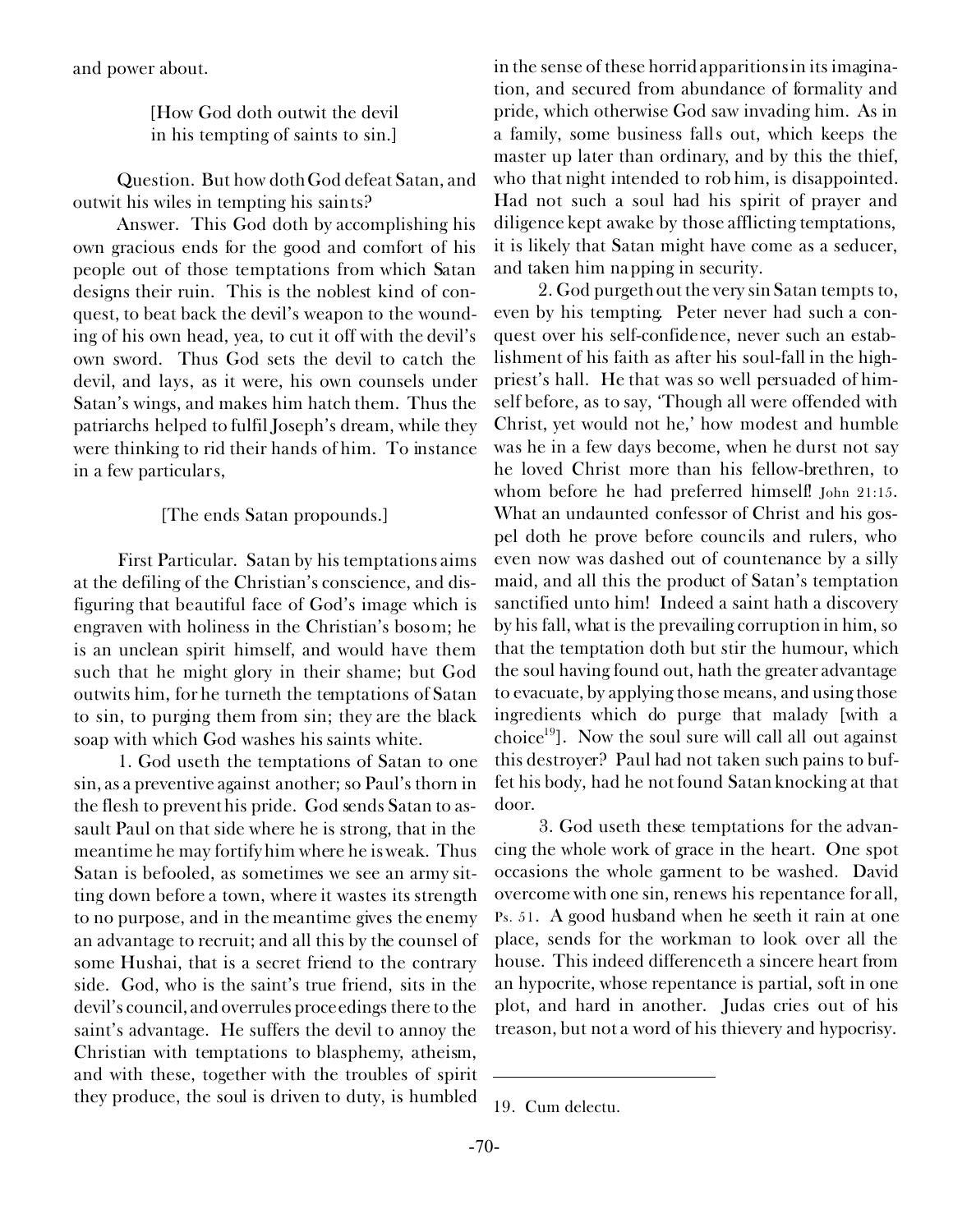and power about.

[How God doth outwit the devil in his tempting of saints to sin.]

Question. But how doth God defeat Satan, and outwit his wiles in tempting his saints?

Answer. This God doth by accomplishing his own gracious ends for the good and comfort of his people out of those temptations from which Satan designs their ruin. This is the noblest kind of conquest, to beat back the devil's weapon to the wounding of his own head, yea, to cut it off with the devil's own sword. Thus God sets the devil to catch the devil, and lays, as it were, his own counsels under Satan's wings, and makes him hatch them. Thus the patriarchs helped to fulfil Joseph's dream, while they were thinking to rid their hands of him. To instance in a few particulars,

[The ends Satan propounds.]

First Particular. Satan by his temptations aims at the defiling of the Christian's conscience, and disfiguring that beautiful face of God's image which is engraven with holiness in the Christian's bosom; he is an unclean spirit himself, and would have them such that he might glory in their shame; but God outwits him, for he turneth the temptations of Satan to sin, to purging them from sin; they are the black soap with which God washes his saints white.

1. God useth the temptations of Satan to one sin, as a preventive against another; so Paul's thorn in the flesh to prevent his pride. God sends Satan to assault Paul on that side where he is strong, that in the meantime he may fortify him where he is weak. Thus Satan is befooled, as sometimes we see an army sitting down before a town, where it wastes its strength to no purpose, and in the meantime gives the enemy an advantage to recruit; and all this by the counsel of some Hushai, that is a secret friend to the contrary side. God, who is the saint's true friend, sits in the devil's council, and overrules proceedings there to the saint's advantage. He suffers the devil to annoy the Christian with temptations to blasphemy, atheism, and with these, together with the troubles of spirit they produce, the soul is driven to duty, is humbled in the sense of these horrid apparitions in its imagination, and secured from abundance of formality and pride, which otherwise God saw invading him. As in a family, some business falls out, which keeps the master up later than ordinary, and by this the thief, who that night intended to rob him, is disappointed. Had not such a soul had his spirit of prayer and diligence kept awake by those afflicting temptations, it is likely that Satan might have come as a seducer, and taken him napping in security.

2. God purgeth out the very sin Satan tempts to, even by his tempting. Peter never had such a conquest over his self-confidence, never such an establishment of his faith as after his soul-fall in the high-priest's hall. He that was so well persuaded of himself before, as to say, 'Though all were offended with Christ, yet would not he,' how modest and humble was he in a few days become, when he durst not say he loved Christ more than his fellow-brethren, to whom before he had preferred himself! John 21:15. What an undaunted confessor of Christ and his gospel doth he prove before councils and rulers, who even now was dashed out of countenance by a silly maid, and all this the product of Satan's temptation sanctified unto him! Indeed a saint hath a discovery by his fall, what is the prevailing corruption in him, so that the temptation doth but stir the humour, which the soul having found out, hath the greater advantage to evacuate, by applying those means, and using those ingredients which do purge that malady [with a choice[19]]. Now the soul sure will call all out against this destroyer? Paul had not taken such pains to buffet his body, had he not found Satan knocking at that door.

3. God useth these temptations for the advancing the whole work of grace in the heart. One spot occasions the whole garment to be washed. David overcome with one sin, renews his repentance for all, Ps. 51. A good husband when he seeth it rain at one place, sends for the workman to look over all the house. This indeed differenceth a sincere heart from an hypocrite, whose repentance is partial, soft in one plot, and hard in another. Judas cries out of his treason, but not a word of his thievery and hypocrisy.

---

19. Cum delectu.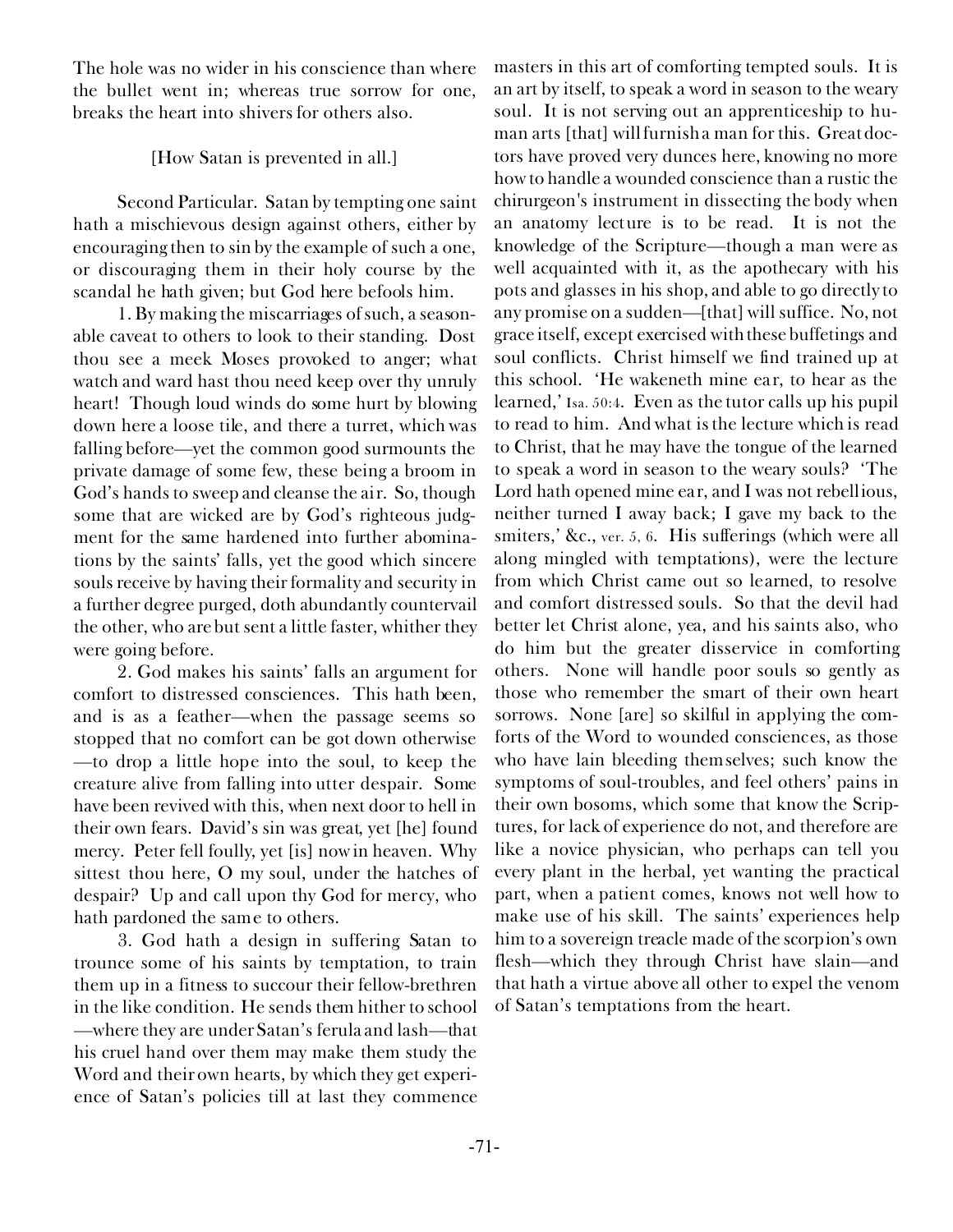The hole was no wider in his conscience than where the bullet went in; whereas true sorrow for one, breaks the heart into shivers for others also.

[How Satan is prevented in all.]

Second Particular. Satan by tempting one saint hath a mischievous design against others, either by encouraging then to sin by the example of such a one, or discouraging them in their holy course by the scandal he hath given; but God here befools him.

1. By making the miscarriages of such, a seasonable caveat to others to look to their standing. Dost thou see a meek Moses provoked to anger; what watch and ward hast thou need keep over thy unruly heart! Though loud winds do some hurt by blowing down here a loose tile, and there a turret, which was falling before—yet the common good surmounts the private damage of some few, these being a broom in God's hands to sweep and cleanse the air. So, though some that are wicked are by God's righteous judgment for the same hardened into further abominations by the saints' falls, yet the good which sincere souls receive by having their formality and security in a further degree purged, doth abundantly countervail the other, who are but sent a little faster, whither they were going before.

2. God makes his saints' falls an argument for comfort to distressed consciences. This hath been, and is as a feather—when the passage seems so stopped that no comfort can be got down otherwise—to drop a little hope into the soul, to keep the creature alive from falling into utter despair. Some have been revived with this, when next door to hell in their own fears. David's sin was great, yet [he] found mercy. Peter fell foully, yet [is] now in heaven. Why sittest thou here, O my soul, under the hatches of despair? Up and call upon thy God for mercy, who hath pardoned the same to others.

3. God hath a design in suffering Satan to trounce some of his saints by temptation, to train them up in a fitness to succour their fellow-brethren in the like condition. He sends them hither to school—where they are under Satan's ferula and lash—that his cruel hand over them may make them study the Word and their own hearts, by which they get experience of Satan's policies till at last they commence masters in this art of comforting tempted souls. It is an art by itself, to speak a word in season to the weary soul. It is not serving out an apprenticeship to human arts [that] will furnish a man for this. Great doctors have proved very dunces here, knowing no more how to handle a wounded conscience than a rustic the chirurgeon's instrument in dissecting the body when an anatomy lecture is to be read. It is not the knowledge of the Scripture—though a man were as well acquainted with it, as the apothecary with his pots and glasses in his shop, and able to go directly to any promise on a sudden—[that] will suffice. No, not grace itself, except exercised with these buffetings and soul conflicts. Christ himself we find trained up at this school. 'He wakeneth mine ear, to hear as the learned,' Isa. 50:4. Even as the tutor calls up his pupil to read to him. And what is the lecture which is read to Christ, that he may have the tongue of the learned to speak a word in season to the weary souls? 'The Lord hath opened mine ear, and I was not rebellious, neither turned I away back; I gave my back to the smiters,' &c., ver. 5, 6. His sufferings (which were all along mingled with temptations), were the lecture from which Christ came out so learned, to resolve and comfort distressed souls. So that the devil had better let Christ alone, yea, and his saints also, who do him but the greater disservice in comforting others. None will handle poor souls so gently as those who remember the smart of their own heart sorrows. None [are] so skilful in applying the comforts of the Word to wounded consciences, as those who have lain bleeding themselves; such know the symptoms of soul-troubles, and feel others' pains in their own bosoms, which some that know the Scriptures, for lack of experience do not, and therefore are like a novice physician, who perhaps can tell you every plant in the herbal, yet wanting the practical part, when a patient comes, knows not well how to make use of his skill. The saints' experiences help him to a sovereign treacle made of the scorpion's own flesh—which they through Christ have slain—and that hath a virtue above all other to expel the venom of Satan's temptations from the heart.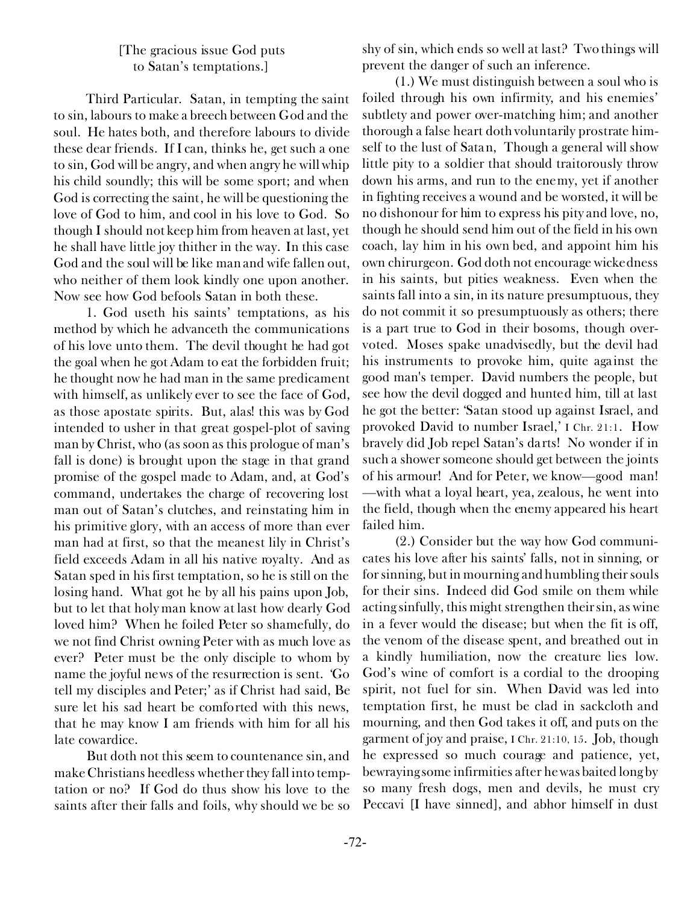[The gracious issue God puts to Satan's temptations.]

Third Particular. Satan, in tempting the saint to sin, labours to make a breech between God and the soul. He hates both, and therefore labours to divide these dear friends. If I can, thinks he, get such a one to sin, God will be angry, and when angry he will whip his child soundly; this will be some sport; and when God is correcting the saint, he will be questioning the love of God to him, and cool in his love to God. So though I should not keep him from heaven at last, yet he shall have little joy thither in the way. In this case God and the soul will be like man and wife fallen out, who neither of them look kindly one upon another. Now see how God befools Satan in both these.

1. God useth his saints' temptations, as his method by which he advanceth the communications of his love unto them. The devil thought he had got the goal when he got Adam to eat the forbidden fruit; he thought now he had man in the same predicament with himself, as unlikely ever to see the face of God, as those apostate spirits. But, alas! this was by God intended to usher in that great gospel-plot of saving man by Christ, who (as soon as this prologue of man's fall is done) is brought upon the stage in that grand promise of the gospel made to Adam, and, at God's command, undertakes the charge of recovering lost man out of Satan's clutches, and reinstating him in his primitive glory, with an access of more than ever man had at first, so that the meanest lily in Christ's field exceeds Adam in all his native royalty. And as Satan sped in his first temptation, so he is still on the losing hand. What got he by all his pains upon Job, but to let that holy man know at last how dearly God loved him? When he foiled Peter so shamefully, do we not find Christ owning Peter with as much love as ever? Peter must be the only disciple to whom by name the joyful news of the resurrection is sent. 'Go tell my disciples and Peter;' as if Christ had said, Be sure let his sad heart be comforted with this news, that he may know I am friends with him for all his late cowardice.

But doth not this seem to countenance sin, and make Christians heedless whether they fall into temptation or no? If God do thus show his love to the saints after their falls and foils, why should we be so shy of sin, which ends so well at last? Two things will prevent the danger of such an inference.

(1.) We must distinguish between a soul who is foiled through his own infirmity, and his enemies' subtlety and power over-matching him; and another thorough a false heart doth voluntarily prostrate himself to the lust of Satan, Though a general will show little pity to a soldier that should traitorously throw down his arms, and run to the enemy, yet if another in fighting receives a wound and be worsted, it will be no dishonour for him to express his pity and love, no, though he should send him out of the field in his own coach, lay him in his own bed, and appoint him his own chirurgeon. God doth not encourage wickedness in his saints, but pities weakness. Even when the saints fall into a sin, in its nature presumptuous, they do not commit it so presumptuously as others; there is a part true to God in their bosoms, though outvoted. Moses spake unadvisedly, but the devil had his instruments to provoke him, quite against the good man's temper. David numbers the people, but see how the devil dogged and hunted him, till at last he got the better: 'Satan stood up against Israel, and provoked David to number Israel,' I Chr. 21:1. How bravely did Job repel Satan's darts! No wonder if in such a shower someone should get between the joints of his armour! And for Peter, we know—good man! —with what a loyal heart, yea, zealous, he went into the field, though when the enemy appeared his heart failed him.

(2.) Consider but the way how God communicates his love after his saints' falls, not in sinning, or for sinning, but in mourning and humbling their souls for their sins. Indeed did God smile on them while acting sinfully, this might strengthen their sin, as wine in a fever would the disease; but when the fit is off, the venom of the disease spent, and breathed out in a kindly humiliation, now the creature lies low. God's wine of comfort is a cordial to the drooping spirit, not fuel for sin. When David was led into temptation first, he must be clad in sackcloth and mourning, and then God takes it off, and puts on the garment of joy and praise, I Chr. 21:10, 15. Job, though he expressed so much courage and patience, yet, bewraying some infirmities after he was baited long by so many fresh dogs, men and devils, he must cry Peccavi [I have sinned], and abhor himself in dust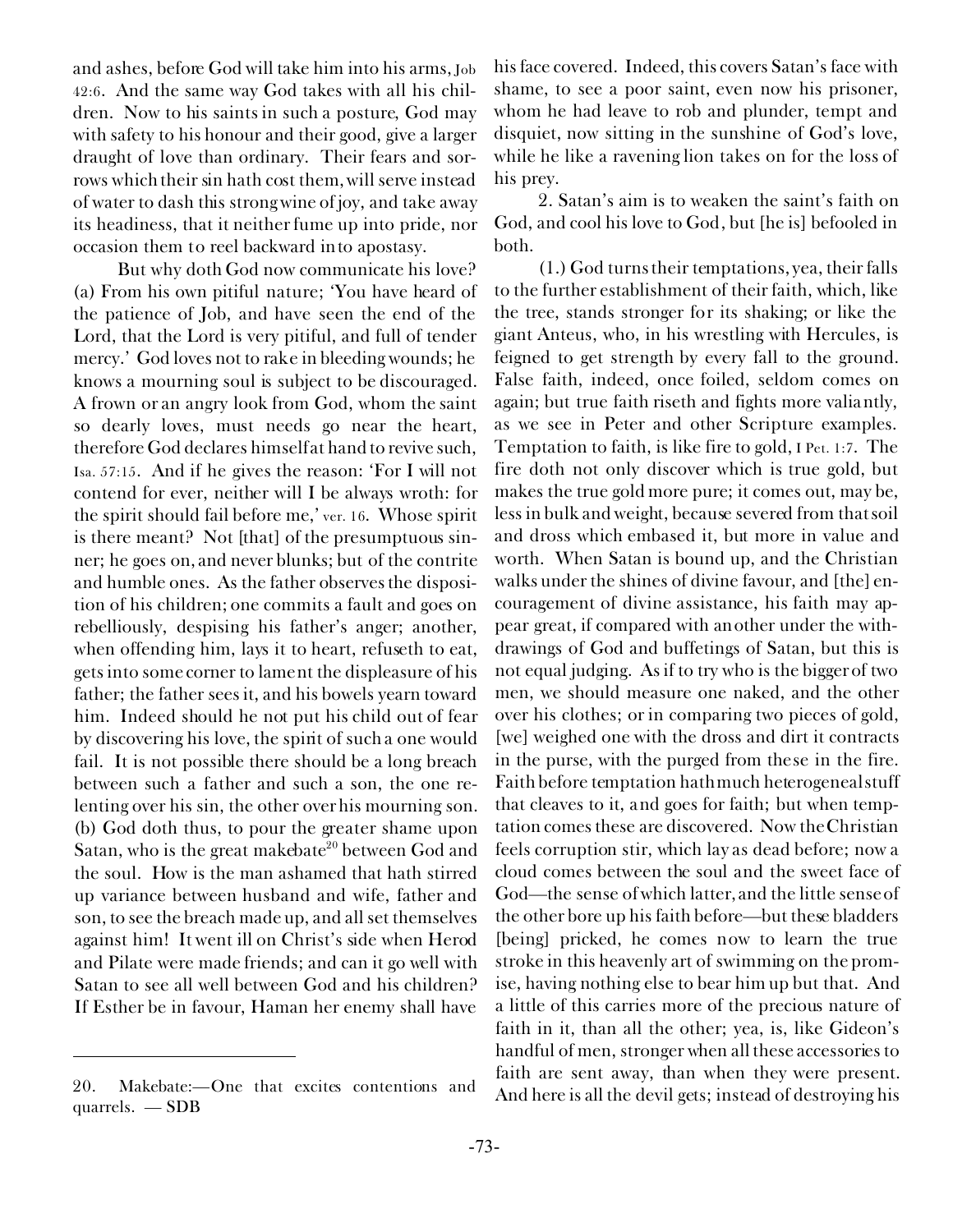and ashes, before God will take him into his arms, Job 42:6. And the same way God takes with all his children. Now to his saints in such a posture, God may with safety to his honour and their good, give a larger draught of love than ordinary. Their fears and sorrows which their sin hath cost them, will serve instead of water to dash this strong wine of joy, and take away its headiness, that it neither fume up into pride, nor occasion them to reel backward into apostasy.

But why doth God now communicate his love? (a) From his own pitiful nature; 'You have heard of the patience of Job, and have seen the end of the Lord, that the Lord is very pitiful, and full of tender mercy.' God loves not to rake in bleeding wounds; he knows a mourning soul is subject to be discouraged. A frown or an angry look from God, whom the saint so dearly loves, must needs go near the heart, therefore God declares himself at hand to revive such, Isa. 57:15. And if he gives the reason: 'For I will not contend for ever, neither will I be always wroth: for the spirit should fail before me,' ver. 16. Whose spirit is there meant? Not [that] of the presumptuous sinner; he goes on, and never blunks; but of the contrite and humble ones. As the father observes the disposition of his children; one commits a fault and goes on rebelliously, despising his father's anger; another, when offending him, lays it to heart, refuseth to eat, gets into some corner to lament the displeasure of his father; the father sees it, and his bowels yearn toward him. Indeed should he not put his child out of fear by discovering his love, the spirit of such a one would fail. It is not possible there should be a long breach between such a father and such a son, the one relenting over his sin, the other over his mourning son. (b) God doth thus, to pour the greater shame upon Satan, who is the great makebate[20] between God and the soul. How is the man ashamed that hath stirred up variance between husband and wife, father and son, to see the breach made up, and all set themselves against him! It went ill on Christ's side when Herod and Pilate were made friends; and can it go well with Satan to see all well between God and his children? If Esther be in favour, Haman her enemy shall have his face covered. Indeed, this covers Satan's face with shame, to see a poor saint, even now his prisoner, whom he had leave to rob and plunder, tempt and disquiet, now sitting in the sunshine of God's love, while he like a ravening lion takes on for the loss of his prey.

2. Satan's aim is to weaken the saint's faith on God, and cool his love to God, but [he is] befooled in both.

(1.) God turns their temptations, yea, their falls to the further establishment of their faith, which, like the tree, stands stronger for its shaking; or like the giant Anteus, who, in his wrestling with Hercules, is feigned to get strength by every fall to the ground. False faith, indeed, once foiled, seldom comes on again; but true faith riseth and fights more valiantly, as we see in Peter and other Scripture examples. Temptation to faith, is like fire to gold, I Pet. 1:7. The fire doth not only discover which is true gold, but makes the true gold more pure; it comes out, may be, less in bulk and weight, because severed from that soil and dross which embased it, but more in value and worth. When Satan is bound up, and the Christian walks under the shines of divine favour, and [the] encouragement of divine assistance, his faith may appear great, if compared with another under the withdrawings of God and buffetings of Satan, but this is not equal judging. As if to try who is the bigger of two men, we should measure one naked, and the other over his clothes; or in comparing two pieces of gold, [we] weighed one with the dross and dirt it contracts in the purse, with the purged from these in the fire. Faith before temptation hath much heterogeneal stuff that cleaves to it, and goes for faith; but when temptation comes these are discovered. Now the Christian feels corruption stir, which lay as dead before; now a cloud comes between the soul and the sweet face of God—the sense of which latter, and the little sense of the other bore up his faith before—but these bladders [being] pricked, he comes now to learn the true stroke in this heavenly art of swimming on the promise, having nothing else to bear him up but that. And a little of this carries more of the precious nature of faith in it, than all the other; yea, is, like Gideon's handful of men, stronger when all these accessories to faith are sent away, than when they were present. And here is all the devil gets; instead of destroying his

20. Makebate:—One that excites contentions and quarrels. — SDB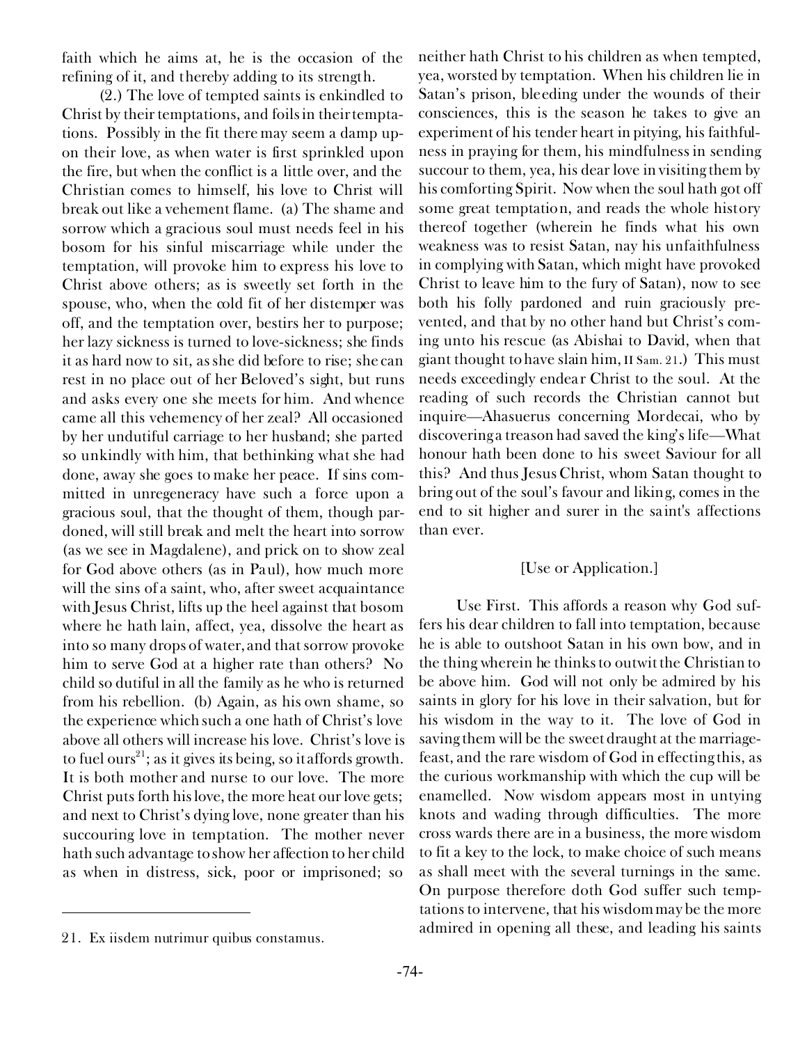faith which he aims at, he is the occasion of the refining of it, and thereby adding to its strength.

(2.) The love of tempted saints is enkindled to Christ by their temptations, and foils in their temptations. Possibly in the fit there may seem a damp upon their love, as when water is first sprinkled upon the fire, but when the conflict is a little over, and the Christian comes to himself, his love to Christ will break out like a vehement flame. (a) The shame and sorrow which a gracious soul must needs feel in his bosom for his sinful miscarriage while under the temptation, will provoke him to express his love to Christ above others; as is sweetly set forth in the spouse, who, when the cold fit of her distemper was off, and the temptation over, bestirs her to purpose; her lazy sickness is turned to love-sickness; she finds it as hard now to sit, as she did before to rise; she can rest in no place out of her Beloved's sight, but runs and asks every one she meets for him. And whence came all this vehemency of her zeal? All occasioned by her undutiful carriage to her husband; she parted so unkindly with him, that bethinking what she had done, away she goes to make her peace. If sins committed in unregeneracy have such a force upon a gracious soul, that the thought of them, though pardoned, will still break and melt the heart into sorrow (as we see in Magdalene), and prick on to show zeal for God above others (as in Paul), how much more will the sins of a saint, who, after sweet acquaintance with Jesus Christ, lifts up the heel against that bosom where he hath lain, affect, yea, dissolve the heart as into so many drops of water, and that sorrow provoke him to serve God at a higher rate than others? No child so dutiful in all the family as he who is returned from his rebellion. (b) Again, as his own shame, so the experience which such a one hath of Christ's love above all others will increase his love. Christ's love is to fuel ours[21]; as it gives its being, so it affords growth. It is both mother and nurse to our love. The more Christ puts forth his love, the more heat our love gets; and next to Christ's dying love, none greater than his succouring love in temptation. The mother never hath such advantage to show her affection to her child as when in distress, sick, poor or imprisoned; so neither hath Christ to his children as when tempted, yea, worsted by temptation. When his children lie in Satan's prison, bleeding under the wounds of their consciences, this is the season he takes to give an experiment of his tender heart in pitying, his faithfulness in praying for them, his mindfulness in sending succour to them, yea, his dear love in visiting them by his comforting Spirit. Now when the soul hath got off some great temptation, and reads the whole history thereof together (wherein he finds what his own weakness was to resist Satan, nay his unfaithfulness in complying with Satan, which might have provoked Christ to leave him to the fury of Satan), now to see both his folly pardoned and ruin graciously prevented, and that by no other hand but Christ's coming unto his rescue (as Abishai to David, when that giant thought to have slain him, II Sam. 21.) This must needs exceedingly endear Christ to the soul. At the reading of such records the Christian cannot but inquire—Ahasuerus concerning Mordecai, who by discovering a treason had saved the king's life—What honour hath been done to his sweet Saviour for all this? And thus Jesus Christ, whom Satan thought to bring out of the soul's favour and liking, comes in the end to sit higher and surer in the saint's affections than ever.

[Use or Application.]

Use First. This affords a reason why God suffers his dear children to fall into temptation, because he is able to outshoot Satan in his own bow, and in the thing wherein he thinks to outwit the Christian to be above him. God will not only be admired by his saints in glory for his love in their salvation, but for his wisdom in the way to it. The love of God in saving them will be the sweet draught at the marriage-feast, and the rare wisdom of God in effecting this, as the curious workmanship with which the cup will be enamelled. Now wisdom appears most in untying knots and wading through difficulties. The more cross wards there are in a business, the more wisdom to fit a key to the lock, to make choice of such means as shall meet with the several turnings in the same. On purpose therefore doth God suffer such temptations to intervene, that his wisdom may be the more admired in opening all these, and leading his saints

---

21. Ex iisdem nutrimur quibus constamus.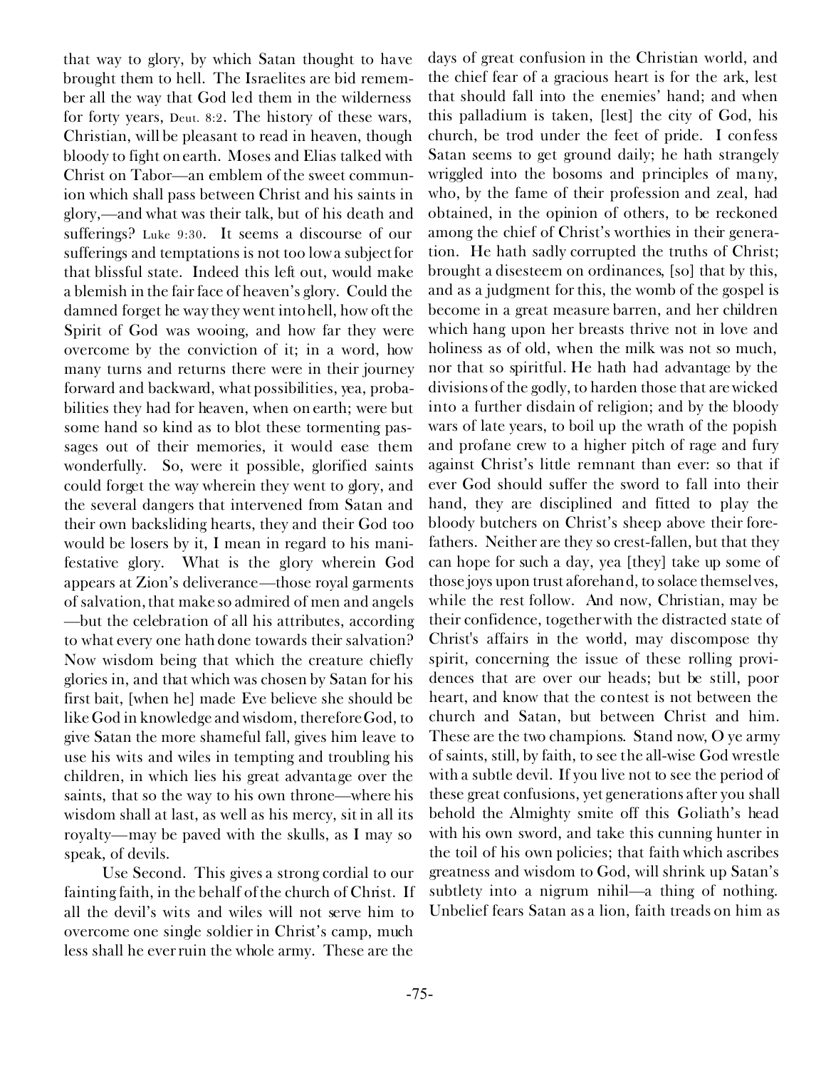that way to glory, by which Satan thought to have brought them to hell. The Israelites are bid remember all the way that God led them in the wilderness for forty years, Deut. 8:2. The history of these wars, Christian, will be pleasant to read in heaven, though bloody to fight on earth. Moses and Elias talked with Christ on Tabor—an emblem of the sweet communion which shall pass between Christ and his saints in glory,—and what was their talk, but of his death and sufferings? Luke 9:30. It seems a discourse of our sufferings and temptations is not too low a subject for that blissful state. Indeed this left out, would make a blemish in the fair face of heaven's glory. Could the damned forget he way they went into hell, how oft the Spirit of God was wooing, and how far they were overcome by the conviction of it; in a word, how many turns and returns there were in their journey forward and backward, what possibilities, yea, probabilities they had for heaven, when on earth; were but some hand so kind as to blot these tormenting passages out of their memories, it would ease them wonderfully. So, were it possible, glorified saints could forget the way wherein they went to glory, and the several dangers that intervened from Satan and their own backsliding hearts, they and their God too would be losers by it, I mean in regard to his manifestative glory. What is the glory wherein God appears at Zion's deliverance—those royal garments of salvation, that make so admired of men and angels—but the celebration of all his attributes, according to what every one hath done towards their salvation? Now wisdom being that which the creature chiefly glories in, and that which was chosen by Satan for his first bait, [when he] made Eve believe she should be like God in knowledge and wisdom, therefore God, to give Satan the more shameful fall, gives him leave to use his wits and wiles in tempting and troubling his children, in which lies his great advantage over the saints, that so the way to his own throne—where his wisdom shall at last, as well as his mercy, sit in all its royalty—may be paved with the skulls, as I may so speak, of devils.

Use Second. This gives a strong cordial to our fainting faith, in the behalf of the church of Christ. If all the devil's wits and wiles will not serve him to overcome one single soldier in Christ's camp, much less shall he ever ruin the whole army. These are the days of great confusion in the Christian world, and the chief fear of a gracious heart is for the ark, lest that should fall into the enemies' hand; and when this palladium is taken, [lest] the city of God, his church, be trod under the feet of pride. I confess Satan seems to get ground daily; he hath strangely wriggled into the bosoms and principles of many, who, by the fame of their profession and zeal, had obtained, in the opinion of others, to be reckoned among the chief of Christ's worthies in their generation. He hath sadly corrupted the truths of Christ; brought a disesteem on ordinances, [so] that by this, and as a judgment for this, the womb of the gospel is become in a great measure barren, and her children which hang upon her breasts thrive not in love and holiness as of old, when the milk was not so much, nor that so spiritful. He hath had advantage by the divisions of the godly, to harden those that are wicked into a further disdain of religion; and by the bloody wars of late years, to boil up the wrath of the popish and profane crew to a higher pitch of rage and fury against Christ's little remnant than ever: so that if ever God should suffer the sword to fall into their hand, they are disciplined and fitted to play the bloody butchers on Christ's sheep above their forefathers. Neither are they so crest-fallen, but that they can hope for such a day, yea [they] take up some of those joys upon trust aforehand, to solace themselves, while the rest follow. And now, Christian, may be their confidence, together with the distracted state of Christ's affairs in the world, may discompose thy spirit, concerning the issue of these rolling providences that are over our heads; but be still, poor heart, and know that the contest is not between the church and Satan, but between Christ and him. These are the two champions. Stand now, O ye army of saints, still, by faith, to see the all-wise God wrestle with a subtle devil. If you live not to see the period of these great confusions, yet generations after you shall behold the Almighty smite off this Goliath's head with his own sword, and take this cunning hunter in the toil of his own policies; that faith which ascribes greatness and wisdom to God, will shrink up Satan's subtlety into a nigrum nihil—a thing of nothing. Unbelief fears Satan as a lion, faith treads on him as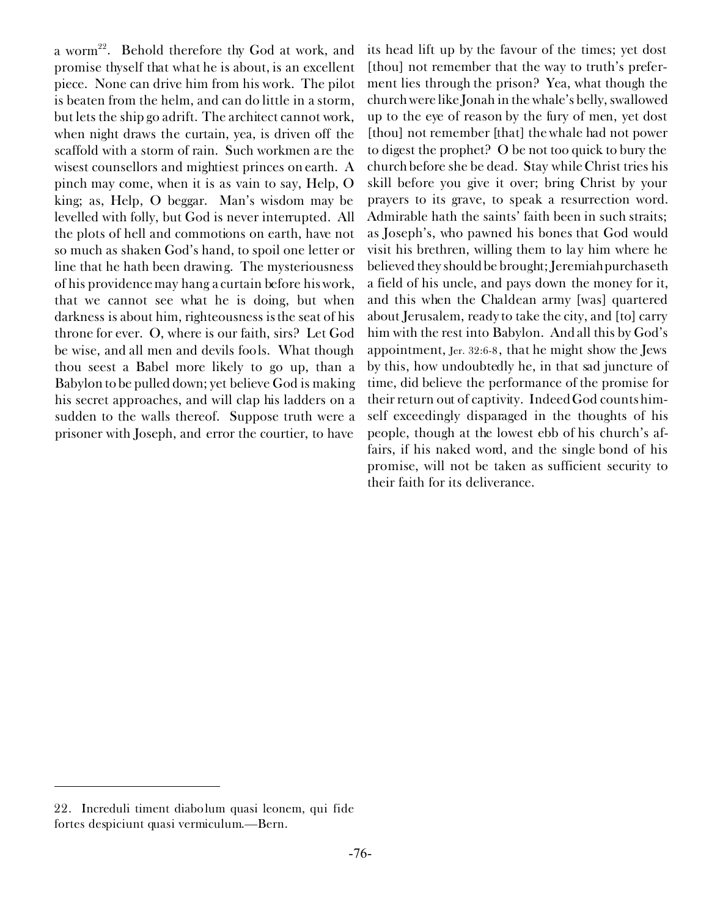a worm[22]. Behold therefore thy God at work, and promise thyself that what he is about, is an excellent piece. None can drive him from his work. The pilot is beaten from the helm, and can do little in a storm, but lets the ship go adrift. The architect cannot work, when night draws the curtain, yea, is driven off the scaffold with a storm of rain. Such workmen are the wisest counsellors and mightiest princes on earth. A pinch may come, when it is as vain to say, Help, O king; as, Help, O beggar. Man's wisdom may be levelled with folly, but God is never interrupted. All the plots of hell and commotions on earth, have not so much as shaken God's hand, to spoil one letter or line that he hath been drawing. The mysteriousness of his providence may hang a curtain before his work, that we cannot see what he is doing, but when darkness is about him, righteousness is the seat of his throne for ever. O, where is our faith, sirs? Let God be wise, and all men and devils fools. What though thou seest a Babel more likely to go up, than a Babylon to be pulled down; yet believe God is making his secret approaches, and will clap his ladders on a sudden to the walls thereof. Suppose truth were a prisoner with Joseph, and error the courtier, to have its head lift up by the favour of the times; yet dost [thou] not remember that the way to truth's preferment lies through the prison? Yea, what though the church were like Jonah in the whale's belly, swallowed up to the eye of reason by the fury of men, yet dost [thou] not remember [that] the whale had not power to digest the prophet? O be not too quick to bury the church before she be dead. Stay while Christ tries his skill before you give it over; bring Christ by your prayers to its grave, to speak a resurrection word. Admirable hath the saints' faith been in such straits; as Joseph's, who pawned his bones that God would visit his brethren, willing them to lay him where he believed they should be brought; Jeremiah purchaseth a field of his uncle, and pays down the money for it, and this when the Chaldean army [was] quartered about Jerusalem, ready to take the city, and [to] carry him with the rest into Babylon. And all this by God's appointment, Jer. 32:6-8, that he might show the Jews by this, how undoubtedly he, in that sad juncture of time, did believe the performance of the promise for their return out of captivity. Indeed God counts himself exceedingly disparaged in the thoughts of his people, though at the lowest ebb of his church's affairs, if his naked word, and the single bond of his promise, will not be taken as sufficient security to their faith for its deliverance.

---

22. Increduli timent diabolum quasi leonem, qui fide fortes despiciunt quasi vermiculum.—Bern.